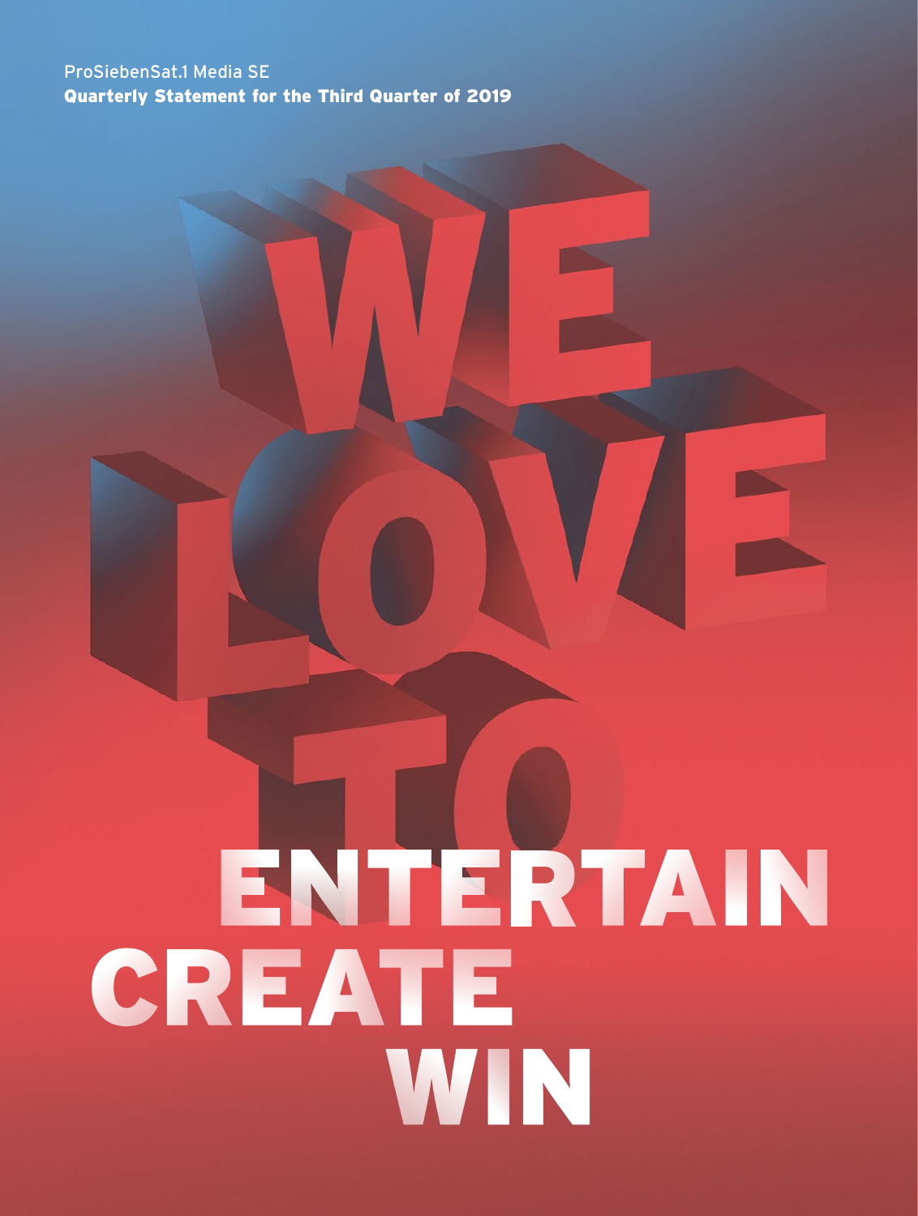ProSiebenSat.1 Media SE

**Quarterly Statement for the Third Quarter of 2019**

# WE LOVE TO

# ENTERTAIN CREATE WIN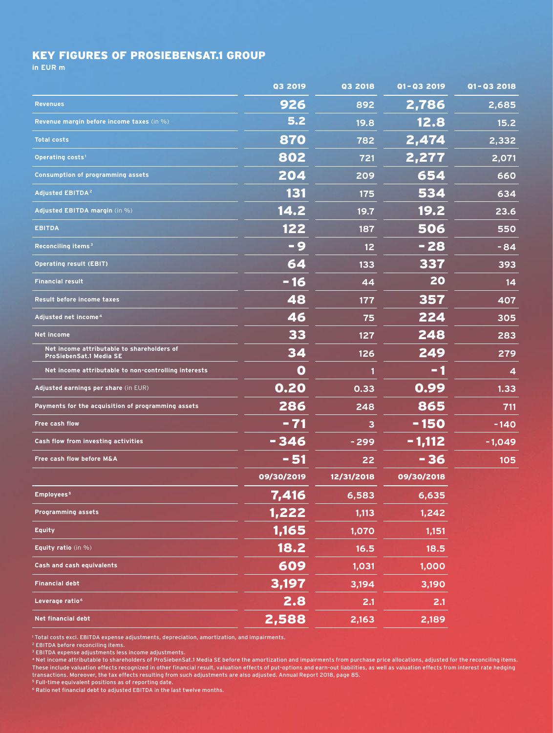## KEY FIGURES OF PROSIEBENSAT.1 GROUP

in EUR m

| | Q3 2019 | Q3 2018 | Q1–Q3 2019 | Q1–Q3 2018 |
|---|---|---|---|---|
| Revenues | 926 | 892 | 2,786 | 2,685 |
| Revenue margin before income taxes (in %) | 5.2 | 19.8 | 12.8 | 15.2 |
| Total costs | 870 | 782 | 2,474 | 2,332 |
| Operating costs[1] | 802 | 721 | 2,277 | 2,071 |
| Consumption of programming assets | 204 | 209 | 654 | 660 |
| Adjusted EBITDA[2] | 131 | 175 | 534 | 634 |
| Adjusted EBITDA margin (in %) | 14.2 | 19.7 | 19.2 | 23.6 |
| EBITDA | 122 | 187 | 506 | 550 |
| Reconciling items[3] | -9 | 12 | -28 | -84 |
| Operating result (EBIT) | 64 | 133 | 337 | 393 |
| Financial result | -16 | 44 | 20 | 14 |
| Result before income taxes | 48 | 177 | 357 | 407 |
| Adjusted net income[4] | 46 | 75 | 224 | 305 |
| Net income | 33 | 127 | 248 | 283 |
| Net income attributable to shareholders of ProSiebenSat.1 Media SE | 34 | 126 | 249 | 279 |
| Net income attributable to non-controlling interests | 0 | 1 | -1 | 4 |
| Adjusted earnings per share (in EUR) | 0.20 | 0.33 | 0.99 | 1.33 |
| Payments for the acquisition of programming assets | 286 | 248 | 865 | 711 |
| Free cash flow | -71 | 3 | -150 | -140 |
| Cash flow from investing activities | -346 | -299 | -1,112 | -1,049 |
| Free cash flow before M&A | -51 | 22 | -36 | 105 |
| | 09/30/2019 | 12/31/2018 | 09/30/2018 | |
| Employees[5] | 7,416 | 6,583 | 6,635 | |
| Programming assets | 1,222 | 1,113 | 1,242 | |
| Equity | 1,165 | 1,070 | 1,151 | |
| Equity ratio (in %) | 18.2 | 16.5 | 18.5 | |
| Cash and cash equivalents | 609 | 1,031 | 1,000 | |
| Financial debt | 3,197 | 3,194 | 3,190 | |
| Leverage ratio[6] | 2.8 | 2.1 | 2.1 | |
| Net financial debt | 2,588 | 2,163 | 2,189 | |

[1] Total costs excl. EBITDA expense adjustments, depreciation, amortization, and impairments.
[2] EBITDA before reconciling items.
[3] EBITDA expense adjustments less income adjustments.
[4] Net income attributable to shareholders of ProSiebenSat.1 Media SE before the amortization and impairments from purchase price allocations, adjusted for the reconciling items. These include valuation effects recognized in other financial result, valuation effects of put-options and earn-out liabilities, as well as valuation effects from interest rate hedging transactions. Moreover, the tax effects resulting from such adjustments are also adjusted. Annual Report 2018, page 85.
[5] Full-time equivalent positions as of reporting date.
[6] Ratio net financial debt to adjusted EBITDA in the last twelve months.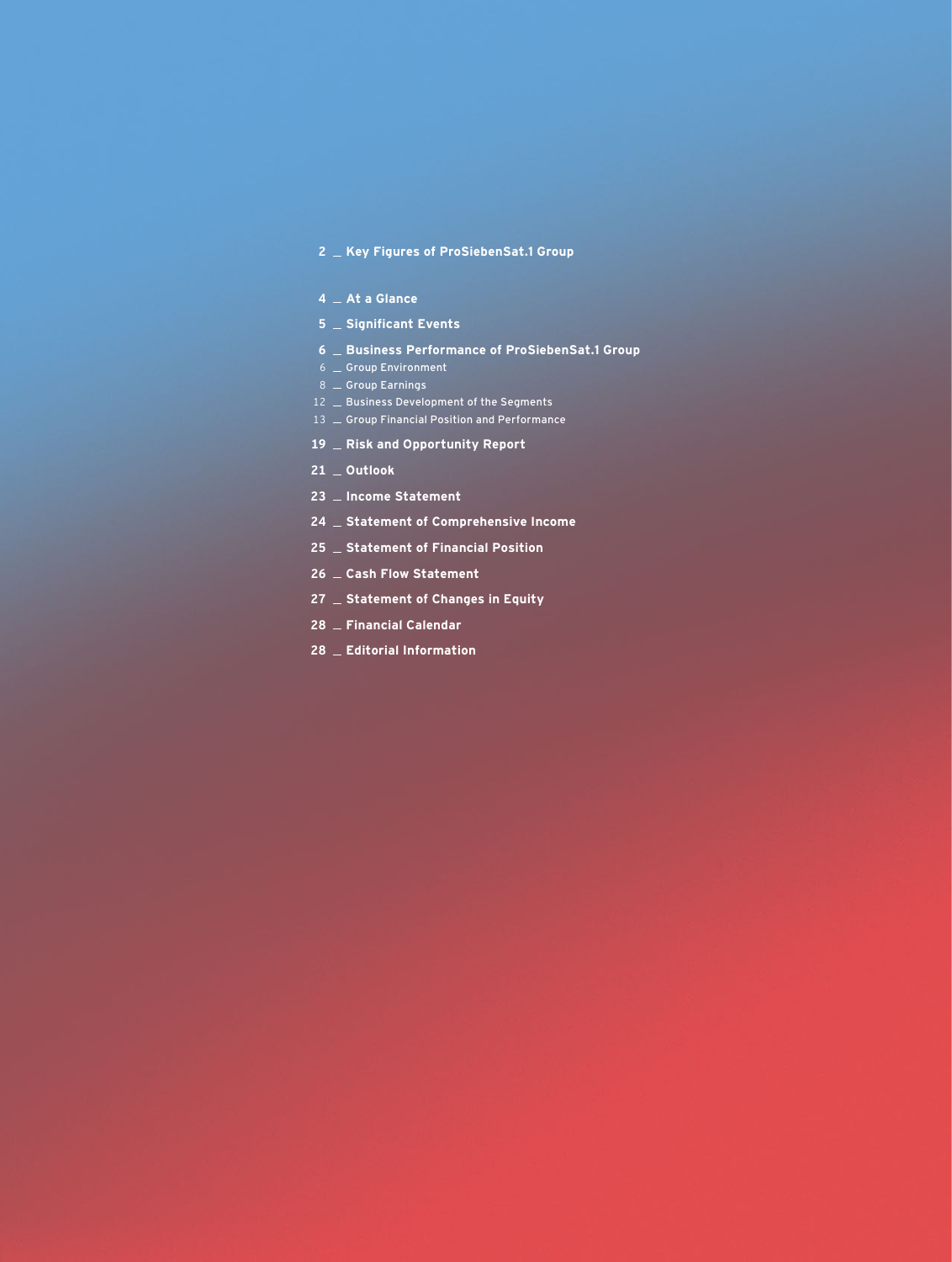- 2 _ **Key Figures of ProSiebenSat.1 Group**
- 4 _ **At a Glance**
- 5 _ **Significant Events**
- 6 _ **Business Performance of ProSiebenSat.1 Group**
  - 6 _ Group Environment
  - 8 _ Group Earnings
  - 12 _ Business Development of the Segments
  - 13 _ Group Financial Position and Performance
- 19 _ **Risk and Opportunity Report**
- 21 _ **Outlook**
- 23 _ **Income Statement**
- 24 _ **Statement of Comprehensive Income**
- 25 _ **Statement of Financial Position**
- 26 _ **Cash Flow Statement**
- 27 _ **Statement of Changes in Equity**
- 28 _ **Financial Calendar**
- 28 _ **Editorial Information**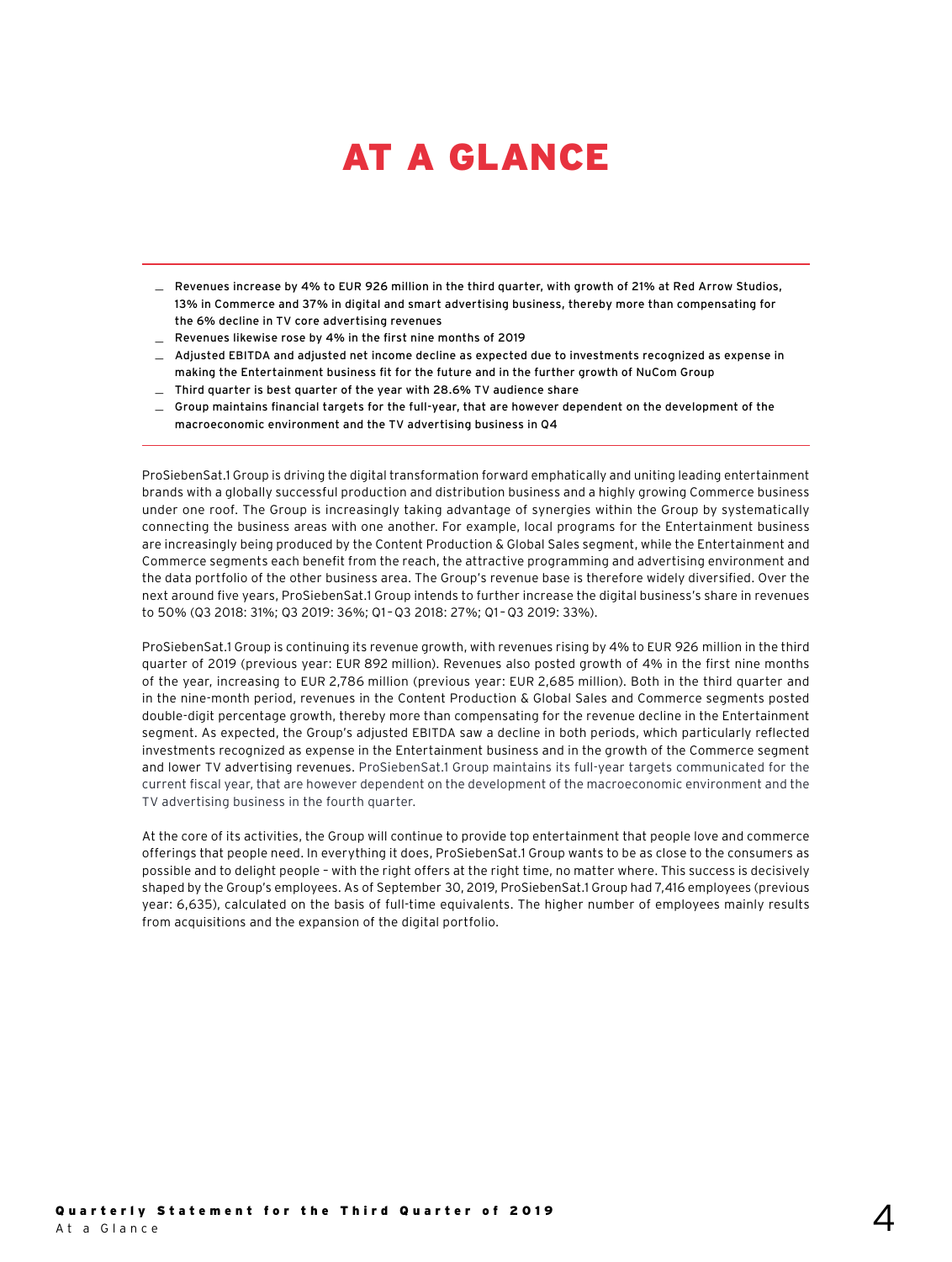# AT A GLANCE

- Revenues increase by 4% to EUR 926 million in the third quarter, with growth of 21% at Red Arrow Studios, 13% in Commerce and 37% in digital and smart advertising business, thereby more than compensating for the 6% decline in TV core advertising revenues
- Revenues likewise rose by 4% in the first nine months of 2019
- Adjusted EBITDA and adjusted net income decline as expected due to investments recognized as expense in making the Entertainment business fit for the future and in the further growth of NuCom Group
- Third quarter is best quarter of the year with 28.6% TV audience share
- Group maintains financial targets for the full-year, that are however dependent on the development of the macroeconomic environment and the TV advertising business in Q4

ProSiebenSat.1 Group is driving the digital transformation forward emphatically and uniting leading entertainment brands with a globally successful production and distribution business and a highly growing Commerce business under one roof. The Group is increasingly taking advantage of synergies within the Group by systematically connecting the business areas with one another. For example, local programs for the Entertainment business are increasingly being produced by the Content Production & Global Sales segment, while the Entertainment and Commerce segments each benefit from the reach, the attractive programming and advertising environment and the data portfolio of the other business area. The Group's revenue base is therefore widely diversified. Over the next around five years, ProSiebenSat.1 Group intends to further increase the digital business's share in revenues to 50% (Q3 2018: 31%; Q3 2019: 36%; Q1–Q3 2018: 27%; Q1–Q3 2019: 33%).

ProSiebenSat.1 Group is continuing its revenue growth, with revenues rising by 4% to EUR 926 million in the third quarter of 2019 (previous year: EUR 892 million). Revenues also posted growth of 4% in the first nine months of the year, increasing to EUR 2,786 million (previous year: EUR 2,685 million). Both in the third quarter and in the nine-month period, revenues in the Content Production & Global Sales and Commerce segments posted double-digit percentage growth, thereby more than compensating for the revenue decline in the Entertainment segment. As expected, the Group's adjusted EBITDA saw a decline in both periods, which particularly reflected investments recognized as expense in the Entertainment business and in the growth of the Commerce segment and lower TV advertising revenues. ProSiebenSat.1 Group maintains its full-year targets communicated for the current fiscal year, that are however dependent on the development of the macroeconomic environment and the TV advertising business in the fourth quarter.

At the core of its activities, the Group will continue to provide top entertainment that people love and commerce offerings that people need. In everything it does, ProSiebenSat.1 Group wants to be as close to the consumers as possible and to delight people – with the right offers at the right time, no matter where. This success is decisively shaped by the Group's employees. As of September 30, 2019, ProSiebenSat.1 Group had 7,416 employees (previous year: 6,635), calculated on the basis of full-time equivalents. The higher number of employees mainly results from acquisitions and the expansion of the digital portfolio.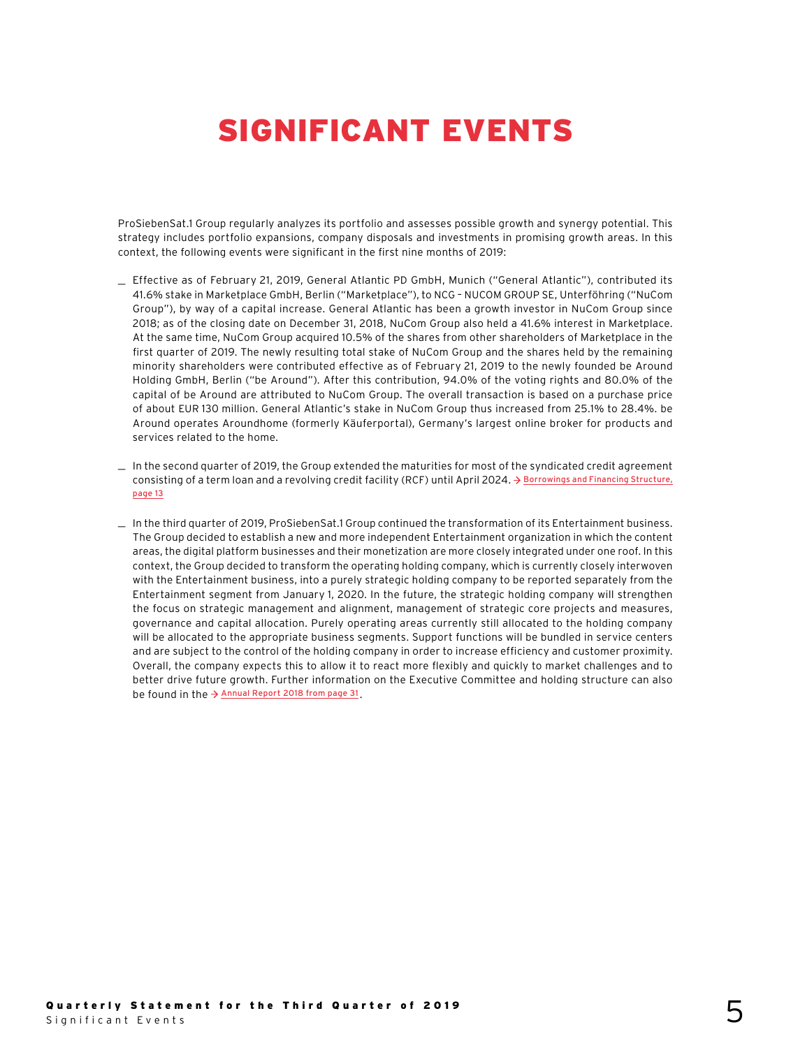# SIGNIFICANT EVENTS

ProSiebenSat.1 Group regularly analyzes its portfolio and assesses possible growth and synergy potential. This strategy includes portfolio expansions, company disposals and investments in promising growth areas. In this context, the following events were significant in the first nine months of 2019:

- Effective as of February 21, 2019, General Atlantic PD GmbH, Munich ("General Atlantic"), contributed its 41.6% stake in Marketplace GmbH, Berlin ("Marketplace"), to NCG – NUCOM GROUP SE, Unterföhring ("NuCom Group"), by way of a capital increase. General Atlantic has been a growth investor in NuCom Group since 2018; as of the closing date on December 31, 2018, NuCom Group also held a 41.6% interest in Marketplace. At the same time, NuCom Group acquired 10.5% of the shares from other shareholders of Marketplace in the first quarter of 2019. The newly resulting total stake of NuCom Group and the shares held by the remaining minority shareholders were contributed effective as of February 21, 2019 to the newly founded be Around Holding GmbH, Berlin ("be Around"). After this contribution, 94.0% of the voting rights and 80.0% of the capital of be Around are attributed to NuCom Group. The overall transaction is based on a purchase price of about EUR 130 million. General Atlantic's stake in NuCom Group thus increased from 25.1% to 28.4%. be Around operates Aroundhome (formerly Käuferportal), Germany's largest online broker for products and services related to the home.

- In the second quarter of 2019, the Group extended the maturities for most of the syndicated credit agreement consisting of a term loan and a revolving credit facility (RCF) until April 2024. → Borrowings and Financing Structure, page 13

- In the third quarter of 2019, ProSiebenSat.1 Group continued the transformation of its Entertainment business. The Group decided to establish a new and more independent Entertainment organization in which the content areas, the digital platform businesses and their monetization are more closely integrated under one roof. In this context, the Group decided to transform the operating holding company, which is currently closely interwoven with the Entertainment business, into a purely strategic holding company to be reported separately from the Entertainment segment from January 1, 2020. In the future, the strategic holding company will strengthen the focus on strategic management and alignment, management of strategic core projects and measures, governance and capital allocation. Purely operating areas currently still allocated to the holding company will be allocated to the appropriate business segments. Support functions will be bundled in service centers and are subject to the control of the holding company in order to increase efficiency and customer proximity. Overall, the company expects this to allow it to react more flexibly and quickly to market challenges and to better drive future growth. Further information on the Executive Committee and holding structure can also be found in the → Annual Report 2018 from page 31.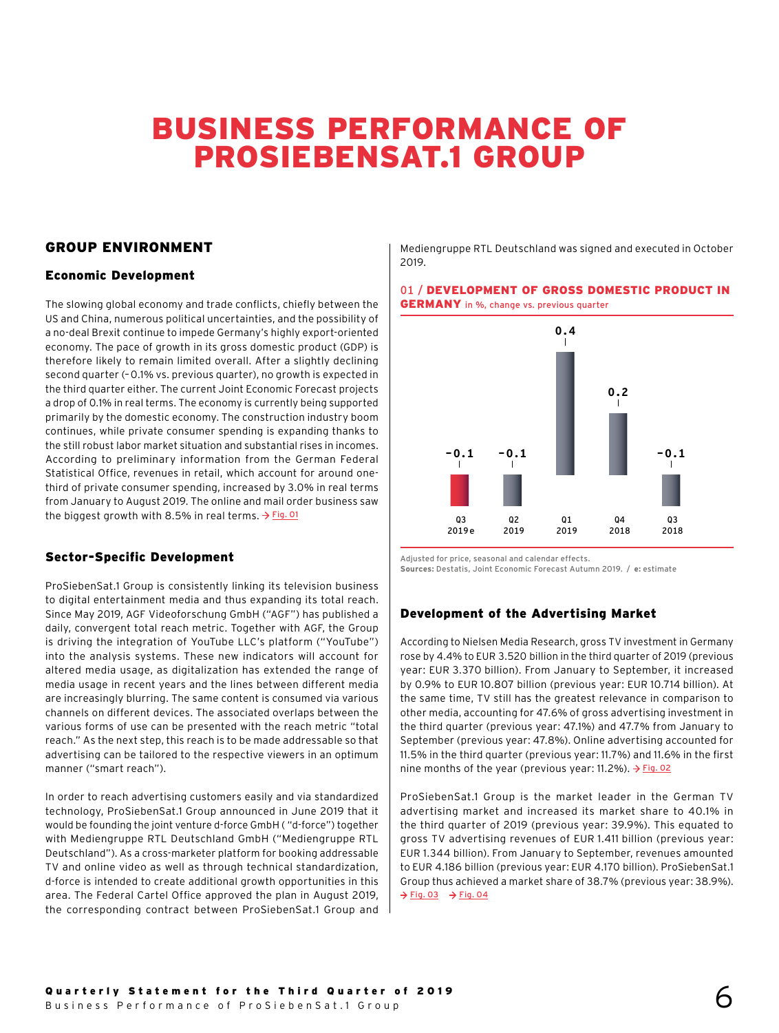# BUSINESS PERFORMANCE OF PROSIEBENSAT.1 GROUP

## GROUP ENVIRONMENT

### Economic Development

The slowing global economy and trade conflicts, chiefly between the US and China, numerous political uncertainties, and the possibility of a no-deal Brexit continue to impede Germany's highly export-oriented economy. The pace of growth in its gross domestic product (GDP) is therefore likely to remain limited overall. After a slightly declining second quarter (–0.1% vs. previous quarter), no growth is expected in the third quarter either. The current Joint Economic Forecast projects a drop of 0.1% in real terms. The economy is currently being supported primarily by the domestic economy. The construction industry boom continues, while private consumer spending is expanding thanks to the still robust labor market situation and substantial rises in incomes. According to preliminary information from the German Federal Statistical Office, revenues in retail, which account for around one-third of private consumer spending, increased by 3.0% in real terms from January to August 2019. The online and mail order business saw the biggest growth with 8.5% in real terms. → Fig. 01

### Sector-Specific Development

ProSiebenSat.1 Group is consistently linking its television business to digital entertainment media and thus expanding its total reach. Since May 2019, AGF Videoforschung GmbH ("AGF") has published a daily, convergent total reach metric. Together with AGF, the Group is driving the integration of YouTube LLC's platform ("YouTube") into the analysis systems. These new indicators will account for altered media usage, as digitalization has extended the range of media usage in recent years and the lines between different media are increasingly blurring. The same content is consumed via various channels on different devices. The associated overlaps between the various forms of use can be presented with the reach metric "total reach." As the next step, this reach is to be made addressable so that advertising can be tailored to the respective viewers in an optimum manner ("smart reach").

In order to reach advertising customers easily and via standardized technology, ProSiebenSat.1 Group announced in June 2019 that it would be founding the joint venture d-force GmbH ("d-force") together with Mediengruppe RTL Deutschland GmbH ("Mediengruppe RTL Deutschland"). As a cross-marketer platform for booking addressable TV and online video as well as through technical standardization, d-force is intended to create additional growth opportunities in this area. The Federal Cartel Office approved the plan in August 2019, the corresponding contract between ProSiebenSat.1 Group and Mediengruppe RTL Deutschland was signed and executed in October 2019.

**01 / DEVELOPMENT OF GROSS DOMESTIC PRODUCT IN GERMANY** in %, change vs. previous quarter

| Q3 2019e | Q2 2019 | Q1 2019 | Q4 2018 | Q3 2018 |
|---|---|---|---|---|
| -0.1 | -0.1 | 0.4 | 0.2 | -0.1 |

Adjusted for price, seasonal and calendar effects.
**Sources:** Destatis, Joint Economic Forecast Autumn 2019. / **e:** estimate

### Development of the Advertising Market

According to Nielsen Media Research, gross TV investment in Germany rose by 4.4% to EUR 3.520 billion in the third quarter of 2019 (previous year: EUR 3.370 billion). From January to September, it increased by 0.9% to EUR 10.807 billion (previous year: EUR 10.714 billion). At the same time, TV still has the greatest relevance in comparison to other media, accounting for 47.6% of gross advertising investment in the third quarter (previous year: 47.1%) and 47.7% from January to September (previous year: 47.8%). Online advertising accounted for 11.5% in the third quarter (previous year: 11.7%) and 11.6% in the first nine months of the year (previous year: 11.2%). → Fig. 02

ProSiebenSat.1 Group is the market leader in the German TV advertising market and increased its market share to 40.1% in the third quarter of 2019 (previous year: 39.9%). This equated to gross TV advertising revenues of EUR 1.411 billion (previous year: EUR 1.344 billion). From January to September, revenues amounted to EUR 4.186 billion (previous year: EUR 4.170 billion). ProSiebenSat.1 Group thus achieved a market share of 38.7% (previous year: 38.9%). → Fig. 03 → Fig. 04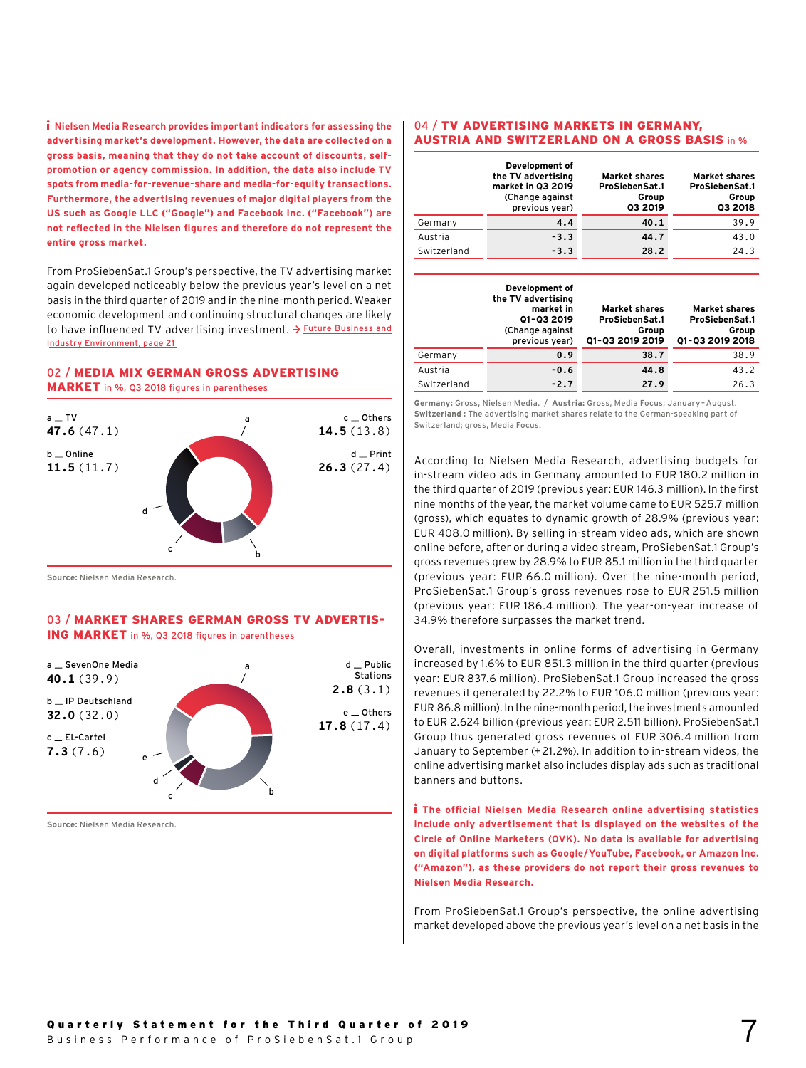**Nielsen Media Research provides important indicators for assessing the advertising market's development. However, the data are collected on a gross basis, meaning that they do not take account of discounts, self-promotion or agency commission. In addition, the data also include TV spots from media-for-revenue-share and media-for-equity transactions. Furthermore, the advertising revenues of major digital players from the US such as Google LLC ("Google") and Facebook Inc. ("Facebook") are not reflected in the Nielsen figures and therefore do not represent the entire gross market.**

From ProSiebenSat.1 Group's perspective, the TV advertising market again developed noticeably below the previous year's level on a net basis in the third quarter of 2019 and in the nine-month period. Weaker economic development and continuing structural changes are likely to have influenced TV advertising investment. → Future Business and Industry Environment, page 21

## 02 / MEDIA MIX GERMAN GROSS ADVERTISING MARKET in %, Q3 2018 figures in parentheses

a _ TV **47.6** (47.1)
b _ Online **11.5** (11.7)
c _ Others **14.5** (13.8)
d _ Print **26.3** (27.4)

**Source:** Nielsen Media Research.

## 03 / MARKET SHARES GERMAN GROSS TV ADVERTISING MARKET in %, Q3 2018 figures in parentheses

a _ SevenOne Media **40.1** (39.9)
b _ IP Deutschland **32.0** (32.0)
c _ EL-Cartel **7.3** (7.6)
d _ Public Stations **2.8** (3.1)
e _ Others **17.8** (17.4)

**Source:** Nielsen Media Research.

## 04 / TV ADVERTISING MARKETS IN GERMANY, AUSTRIA AND SWITZERLAND ON A GROSS BASIS in %

| | Development of the TV advertising market in Q3 2019 (Change against previous year) | Market shares ProSiebenSat.1 Group Q3 2019 | Market shares ProSiebenSat.1 Group Q3 2018 |
|---|---|---|---|
| Germany | **4.4** | **40.1** | 39.9 |
| Austria | **-3.3** | **44.7** | 43.0 |
| Switzerland | **-3.3** | **28.2** | 24.3 |

| | Development of the TV advertising market in Q1–Q3 2019 (Change against previous year) | Market shares ProSiebenSat.1 Group Q1–Q3 2019 | Market shares ProSiebenSat.1 Group Q1–Q3 2018 |
|---|---|---|---|
| Germany | **0.9** | **38.7** | 38.9 |
| Austria | **-0.6** | **44.8** | 43.2 |
| Switzerland | **-2.7** | **27.9** | 26.3 |

**Germany:** Gross, Nielsen Media. / **Austria:** Gross, Media Focus; January–August. **Switzerland:** The advertising market shares relate to the German-speaking part of Switzerland; gross, Media Focus.

According to Nielsen Media Research, advertising budgets for in-stream video ads in Germany amounted to EUR 180.2 million in the third quarter of 2019 (previous year: EUR 146.3 million). In the first nine months of the year, the market volume came to EUR 525.7 million (gross), which equates to dynamic growth of 28.9% (previous year: EUR 408.0 million). By selling in-stream video ads, which are shown online before, after or during a video stream, ProSiebenSat.1 Group's gross revenues grew by 28.9% to EUR 85.1 million in the third quarter (previous year: EUR 66.0 million). Over the nine-month period, ProSiebenSat.1 Group's gross revenues rose to EUR 251.5 million (previous year: EUR 186.4 million). The year-on-year increase of 34.9% therefore surpasses the market trend.

Overall, investments in online forms of advertising in Germany increased by 1.6% to EUR 851.3 million in the third quarter (previous year: EUR 837.6 million). ProSiebenSat.1 Group increased the gross revenues it generated by 22.2% to EUR 106.0 million (previous year: EUR 86.8 million). In the nine-month period, the investments amounted to EUR 2.624 billion (previous year: EUR 2.511 billion). ProSiebenSat.1 Group thus generated gross revenues of EUR 306.4 million from January to September (+21.2%). In addition to in-stream videos, the online advertising market also includes display ads such as traditional banners and buttons.

**The official Nielsen Media Research online advertising statistics include only advertisement that is displayed on the websites of the Circle of Online Marketers (OVK). No data is available for advertising on digital platforms such as Google/YouTube, Facebook, or Amazon Inc. ("Amazon"), as these providers do not report their gross revenues to Nielsen Media Research.**

From ProSiebenSat.1 Group's perspective, the online advertising market developed above the previous year's level on a net basis in the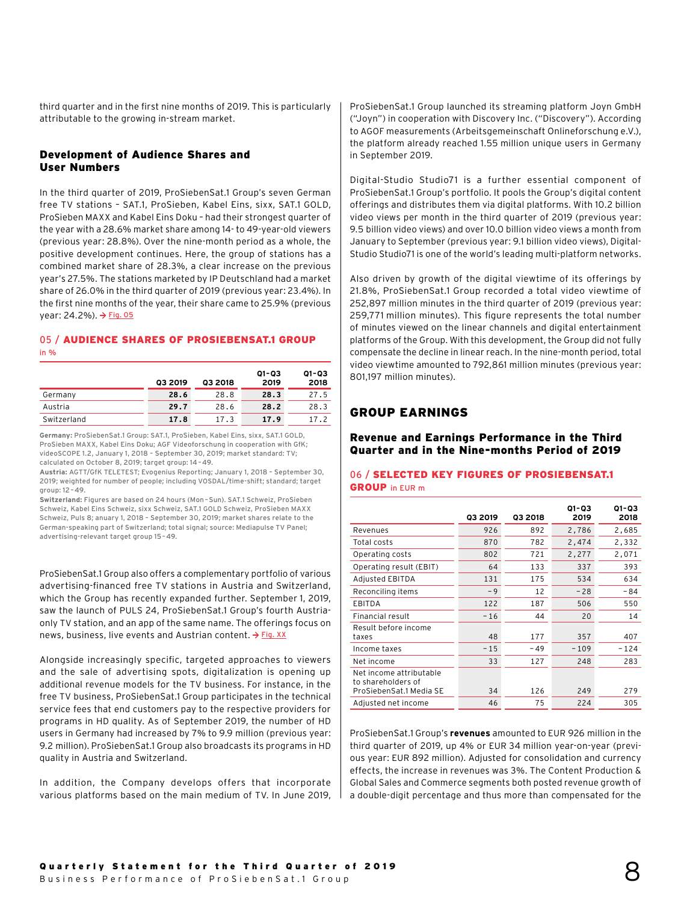third quarter and in the first nine months of 2019. This is particularly attributable to the growing in-stream market.

### Development of Audience Shares and User Numbers

In the third quarter of 2019, ProSiebenSat.1 Group's seven German free TV stations – SAT.1, ProSieben, Kabel Eins, sixx, SAT.1 GOLD, ProSieben MAXX and Kabel Eins Doku – had their strongest quarter of the year with a 28.6% market share among 14- to 49-year-old viewers (previous year: 28.8%). Over the nine-month period as a whole, the positive development continues. Here, the group of stations has a combined market share of 28.3%, a clear increase on the previous year's 27.5%. The stations marketed by IP Deutschland had a market share of 26.0% in the third quarter of 2019 (previous year: 23.4%). In the first nine months of the year, their share came to 25.9% (previous year: 24.2%). → Fig. 05

**05 / AUDIENCE SHARES OF PROSIEBENSAT.1 GROUP**
in %

| | Q3 2019 | Q3 2018 | Q1–Q3 2019 | Q1–Q3 2018 |
|---|---|---|---|---|
| Germany | **28.6** | 28.8 | **28.3** | 27.5 |
| Austria | **29.7** | 28.6 | **28.2** | 28.3 |
| Switzerland | **17.8** | 17.3 | **17.9** | 17.2 |

**Germany:** ProSiebenSat.1 Group: SAT.1, ProSieben, Kabel Eins, sixx, SAT.1 GOLD, ProSieben MAXX, Kabel Eins Doku; AGF Videoforschung in cooperation with GfK; videoSCOPE 1.2, January 1, 2018 – September 30, 2019; market standard: TV; calculated on October 8, 2019; target group: 14 – 49.
**Austria:** AGTT/GfK TELETEST; Evogenius Reporting; January 1, 2018 – September 30, 2019; weighted for number of people; including VOSDAL/time-shift; standard; target group: 12 – 49.
**Switzerland:** Figures are based on 24 hours (Mon – Sun). SAT.1 Schweiz, ProSieben Schweiz, Kabel Eins Schweiz, sixx Schweiz, SAT.1 GOLD Schweiz, ProSieben MAXX Schweiz, Puls 8; auary 1, 2018 – September 30, 2019; market shares relate to the German-speaking part of Switzerland; total signal; source: Mediapulse TV Panel; advertising-relevant target group 15 – 49.

ProSiebenSat.1 Group also offers a complementary portfolio of various advertising-financed free TV stations in Austria and Switzerland, which the Group has recently expanded further. September 1, 2019, saw the launch of PULS 24, ProSiebenSat.1 Group's fourth Austria-only TV station, and an app of the same name. The offerings focus on news, business, live events and Austrian content. → Fig. XX

Alongside increasingly specific, targeted approaches to viewers and the sale of advertising spots, digitalization is opening up additional revenue models for the TV business. For instance, in the free TV business, ProSiebenSat.1 Group participates in the technical service fees that end customers pay to the respective providers for programs in HD quality. As of September 2019, the number of HD users in Germany had increased by 7% to 9.9 million (previous year: 9.2 million). ProSiebenSat.1 Group also broadcasts its programs in HD quality in Austria and Switzerland.

In addition, the Company develops offers that incorporate various platforms based on the main medium of TV. In June 2019, ProSiebenSat.1 Group launched its streaming platform Joyn GmbH ("Joyn") in cooperation with Discovery Inc. ("Discovery"). According to AGOF measurements (Arbeitsgemeinschaft Onlineforschung e.V.), the platform already reached 1.55 million unique users in Germany in September 2019.

Digital-Studio Studio71 is a further essential component of ProSiebenSat.1 Group's portfolio. It pools the Group's digital content offerings and distributes them via digital platforms. With 10.2 billion video views per month in the third quarter of 2019 (previous year: 9.5 billion video views) and over 10.0 billion video views a month from January to September (previous year: 9.1 billion video views), Digital-Studio Studio71 is one of the world's leading multi-platform networks.

Also driven by growth of the digital viewtime of its offerings by 21.8%, ProSiebenSat.1 Group recorded a total video viewtime of 252,897 million minutes in the third quarter of 2019 (previous year: 259,771 million minutes). This figure represents the total number of minutes viewed on the linear channels and digital entertainment platforms of the Group. With this development, the Group did not fully compensate the decline in linear reach. In the nine-month period, total video viewtime amounted to 792,861 million minutes (previous year: 801,197 million minutes).

## GROUP EARNINGS

### Revenue and Earnings Performance in the Third Quarter and in the Nine-months Period of 2019

**06 / SELECTED KEY FIGURES OF PROSIEBENSAT.1 GROUP** in EUR m

| | Q3 2019 | Q3 2018 | Q1–Q3 2019 | Q1–Q3 2018 |
|---|---|---|---|---|
| Revenues | 926 | 892 | 2,786 | 2,685 |
| Total costs | 870 | 782 | 2,474 | 2,332 |
| Operating costs | 802 | 721 | 2,277 | 2,071 |
| Operating result (EBIT) | 64 | 133 | 337 | 393 |
| Adjusted EBITDA | 131 | 175 | 534 | 634 |
| Reconciling items | −9 | 12 | −28 | −84 |
| EBITDA | 122 | 187 | 506 | 550 |
| Financial result | −16 | 44 | 20 | 14 |
| Result before income taxes | 48 | 177 | 357 | 407 |
| Income taxes | −15 | −49 | −109 | −124 |
| Net income | 33 | 127 | 248 | 283 |
| Net income attributable to shareholders of ProSiebenSat.1 Media SE | 34 | 126 | 249 | 279 |
| Adjusted net income | 46 | 75 | 224 | 305 |

ProSiebenSat.1 Group's **revenues** amounted to EUR 926 million in the third quarter of 2019, up 4% or EUR 34 million year-on-year (previous year: EUR 892 million). Adjusted for consolidation and currency effects, the increase in revenues was 3%. The Content Production & Global Sales and Commerce segments both posted revenue growth of a double-digit percentage and thus more than compensated for the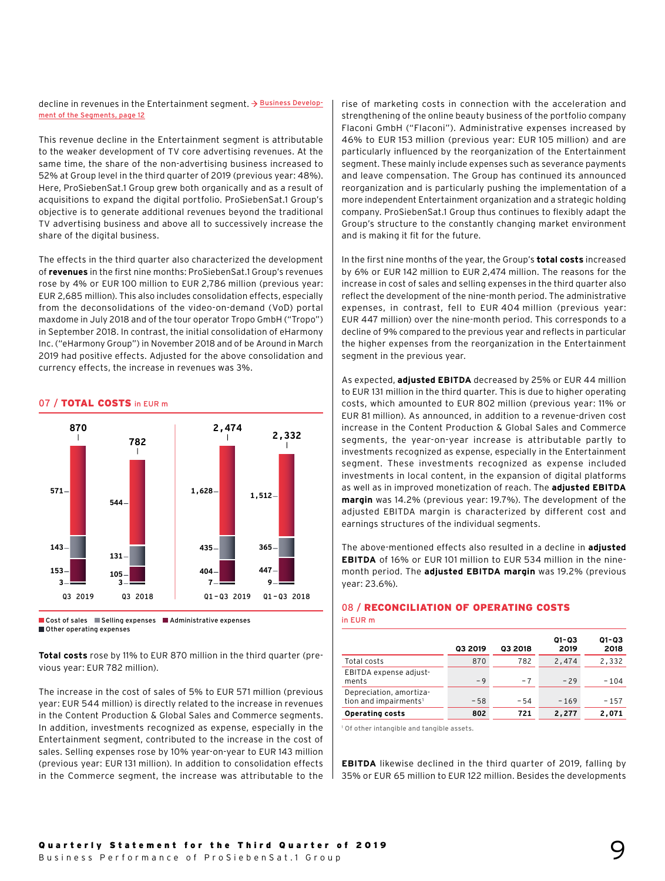decline in revenues in the Entertainment segment. → Business Development of the Segments, page 12

This revenue decline in the Entertainment segment is attributable to the weaker development of TV core advertising revenues. At the same time, the share of the non-advertising business increased to 52% at Group level in the third quarter of 2019 (previous year: 48%). Here, ProSiebenSat.1 Group grew both organically and as a result of acquisitions to expand the digital portfolio. ProSiebenSat.1 Group's objective is to generate additional revenues beyond the traditional TV advertising business and above all to successively increase the share of the digital business.

The effects in the third quarter also characterized the development of **revenues** in the first nine months: ProSiebenSat.1 Group's revenues rose by 4% or EUR 100 million to EUR 2,786 million (previous year: EUR 2,685 million). This also includes consolidation effects, especially from the deconsolidations of the video-on-demand (VoD) portal maxdome in July 2018 and of the tour operator Tropo GmbH ("Tropo") in September 2018. In contrast, the initial consolidation of eHarmony Inc. ("eHarmony Group") in November 2018 and of be Around in March 2019 had positive effects. Adjusted for the above consolidation and currency effects, the increase in revenues was 3%.

## 07 / TOTAL COSTS in EUR m

| | Q3 2019 | Q3 2018 | Q1–Q3 2019 | Q1–Q3 2018 |
|---|---|---|---|---|
| Total | 870 | 782 | 2,474 | 2,332 |
| Cost of sales | 571 | 544 | 1,628 | 1,512 |
| Selling expenses | 143 | 131 | 435 | 365 |
| Administrative expenses | 153 | 105 | 404 | 447 |
| Other operating expenses | 3 | 3 | 7 | 9 |

**Total costs** rose by 11% to EUR 870 million in the third quarter (previous year: EUR 782 million).

The increase in the cost of sales of 5% to EUR 571 million (previous year: EUR 544 million) is directly related to the increase in revenues in the Content Production & Global Sales and Commerce segments. In addition, investments recognized as expense, especially in the Entertainment segment, contributed to the increase in the cost of sales. Selling expenses rose by 10% year-on-year to EUR 143 million (previous year: EUR 131 million). In addition to consolidation effects in the Commerce segment, the increase was attributable to the rise of marketing costs in connection with the acceleration and strengthening of the online beauty business of the portfolio company Flaconi GmbH ("Flaconi"). Administrative expenses increased by 46% to EUR 153 million (previous year: EUR 105 million) and are particularly influenced by the reorganization of the Entertainment segment. These mainly include expenses such as severance payments and leave compensation. The Group has continued its announced reorganization and is particularly pushing the implementation of a more independent Entertainment organization and a strategic holding company. ProSiebenSat.1 Group thus continues to flexibly adapt the Group's structure to the constantly changing market environment and is making it fit for the future.

In the first nine months of the year, the Group's **total costs** increased by 6% or EUR 142 million to EUR 2,474 million. The reasons for the increase in cost of sales and selling expenses in the third quarter also reflect the development of the nine-month period. The administrative expenses, in contrast, fell to EUR 404 million (previous year: EUR 447 million) over the nine-month period. This corresponds to a decline of 9% compared to the previous year and reflects in particular the higher expenses from the reorganization in the Entertainment segment in the previous year.

As expected, **adjusted EBITDA** decreased by 25% or EUR 44 million to EUR 131 million in the third quarter. This is due to higher operating costs, which amounted to EUR 802 million (previous year: 11% or EUR 81 million). As announced, in addition to a revenue-driven cost increase in the Content Production & Global Sales and Commerce segments, the year-on-year increase is attributable partly to investments recognized as expense, especially in the Entertainment segment. These investments recognized as expense included investments in local content, in the expansion of digital platforms as well as in improved monetization of reach. The **adjusted EBITDA margin** was 14.2% (previous year: 19.7%). The development of the adjusted EBITDA margin is characterized by different cost and earnings structures of the individual segments.

The above-mentioned effects also resulted in a decline in **adjusted EBITDA** of 16% or EUR 101 million to EUR 534 million in the nine-month period. The **adjusted EBITDA margin** was 19.2% (previous year: 23.6%).

## 08 / RECONCILIATION OF OPERATING COSTS

in EUR m

| | Q3 2019 | Q3 2018 | Q1–Q3 2019 | Q1–Q3 2018 |
|---|---|---|---|---|
| Total costs | 870 | 782 | 2,474 | 2,332 |
| EBITDA expense adjustments | -9 | -7 | -29 | -104 |
| Depreciation, amortization and impairments[1] | -58 | -54 | -169 | -157 |
| **Operating costs** | **802** | **721** | **2,277** | **2,071** |

[1] Of other intangible and tangible assets.

**EBITDA** likewise declined in the third quarter of 2019, falling by 35% or EUR 65 million to EUR 122 million. Besides the developments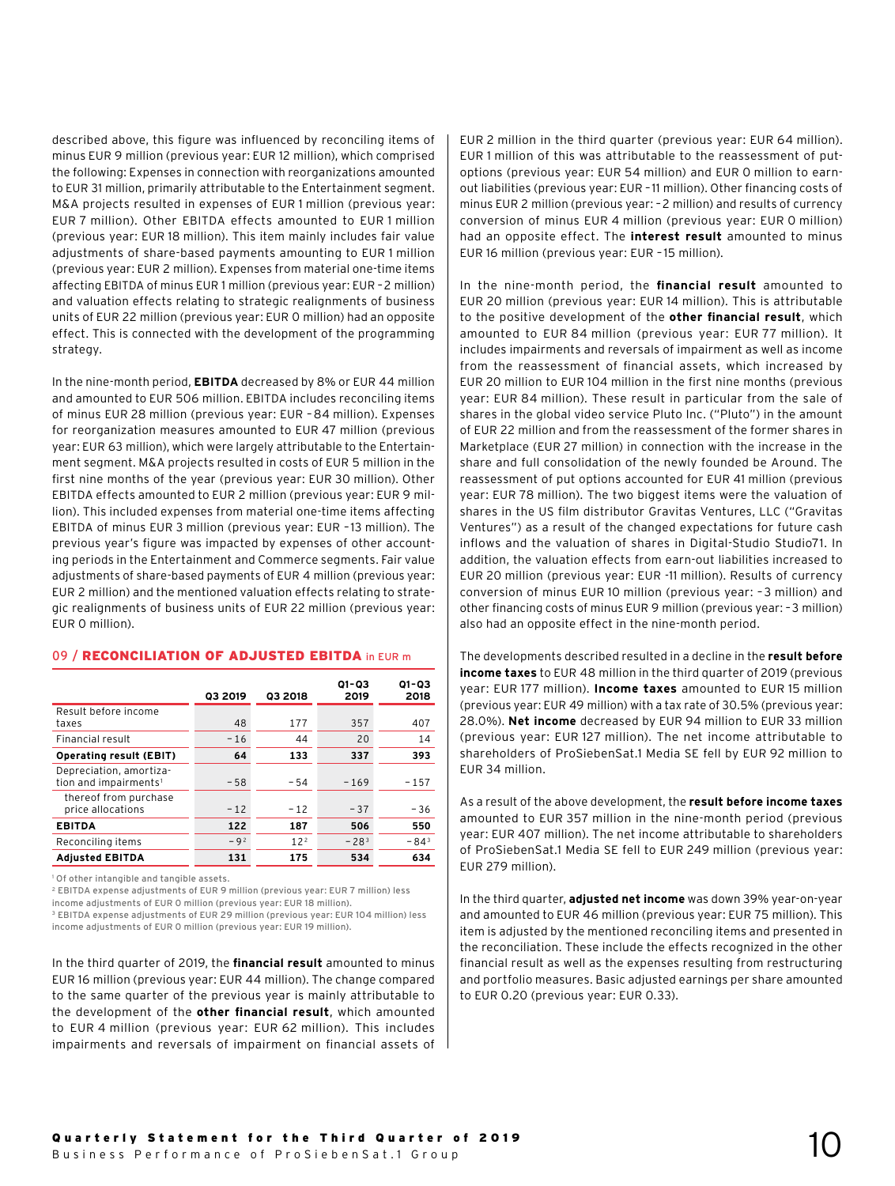described above, this figure was influenced by reconciling items of minus EUR 9 million (previous year: EUR 12 million), which comprised the following: Expenses in connection with reorganizations amounted to EUR 31 million, primarily attributable to the Entertainment segment. M&A projects resulted in expenses of EUR 1 million (previous year: EUR 7 million). Other EBITDA effects amounted to EUR 1 million (previous year: EUR 18 million). This item mainly includes fair value adjustments of share-based payments amounting to EUR 1 million (previous year: EUR 2 million). Expenses from material one-time items affecting EBITDA of minus EUR 1 million (previous year: EUR –2 million) and valuation effects relating to strategic realignments of business units of EUR 22 million (previous year: EUR 0 million) had an opposite effect. This is connected with the development of the programming strategy.

In the nine-month period, **EBITDA** decreased by 8% or EUR 44 million and amounted to EUR 506 million. EBITDA includes reconciling items of minus EUR 28 million (previous year: EUR –84 million). Expenses for reorganization measures amounted to EUR 47 million (previous year: EUR 63 million), which were largely attributable to the Entertainment segment. M&A projects resulted in costs of EUR 5 million in the first nine months of the year (previous year: EUR 30 million). Other EBITDA effects amounted to EUR 2 million (previous year: EUR 9 million). This included expenses from material one-time items affecting EBITDA of minus EUR 3 million (previous year: EUR –13 million). The previous year's figure was impacted by expenses of other accounting periods in the Entertainment and Commerce segments. Fair value adjustments of share-based payments of EUR 4 million (previous year: EUR 2 million) and the mentioned valuation effects relating to strategic realignments of business units of EUR 22 million (previous year: EUR 0 million).

### 09 / RECONCILIATION OF ADJUSTED EBITDA in EUR m

| | Q3 2019 | Q3 2018 | Q1–Q3 2019 | Q1–Q3 2018 |
|---|---|---|---|---|
| Result before income taxes | 48 | 177 | 357 | 407 |
| Financial result | –16 | 44 | 20 | 14 |
| **Operating result (EBIT)** | **64** | **133** | **337** | **393** |
| Depreciation, amortization and impairments[1] | –58 | –54 | –169 | –157 |
| thereof from purchase price allocations | –12 | –12 | –37 | –36 |
| **EBITDA** | **122** | **187** | **506** | **550** |
| Reconciling items | –9[2] | 12[2] | –28[3] | –84[3] |
| **Adjusted EBITDA** | **131** | **175** | **534** | **634** |

[1] Of other intangible and tangible assets.
[2] EBITDA expense adjustments of EUR 9 million (previous year: EUR 7 million) less income adjustments of EUR 0 million (previous year: EUR 18 million).
[3] EBITDA expense adjustments of EUR 29 million (previous year: EUR 104 million) less income adjustments of EUR 0 million (previous year: EUR 19 million).

In the third quarter of 2019, the **financial result** amounted to minus EUR 16 million (previous year: EUR 44 million). The change compared to the same quarter of the previous year is mainly attributable to the development of the **other financial result**, which amounted to EUR 4 million (previous year: EUR 62 million). This includes impairments and reversals of impairment on financial assets of EUR 2 million in the third quarter (previous year: EUR 64 million). EUR 1 million of this was attributable to the reassessment of put-options (previous year: EUR 54 million) and EUR 0 million to earn-out liabilities (previous year: EUR –11 million). Other financing costs of minus EUR 2 million (previous year: –2 million) and results of currency conversion of minus EUR 4 million (previous year: EUR 0 million) had an opposite effect. The **interest result** amounted to minus EUR 16 million (previous year: EUR –15 million).

In the nine-month period, the **financial result** amounted to EUR 20 million (previous year: EUR 14 million). This is attributable to the positive development of the **other financial result**, which amounted to EUR 84 million (previous year: EUR 77 million). It includes impairments and reversals of impairment as well as income from the reassessment of financial assets, which increased by EUR 20 million to EUR 104 million in the first nine months (previous year: EUR 84 million). These result in particular from the sale of shares in the global video service Pluto Inc. ("Pluto") in the amount of EUR 22 million and from the reassessment of the former shares in Marketplace (EUR 27 million) in connection with the increase in the share and full consolidation of the newly founded be Around. The reassessment of put options accounted for EUR 41 million (previous year: EUR 78 million). The two biggest items were the valuation of shares in the US film distributor Gravitas Ventures, LLC ("Gravitas Ventures") as a result of the changed expectations for future cash inflows and the valuation of shares in Digital-Studio Studio71. In addition, the valuation effects from earn-out liabilities increased to EUR 20 million (previous year: EUR -11 million). Results of currency conversion of minus EUR 10 million (previous year: –3 million) and other financing costs of minus EUR 9 million (previous year: –3 million) also had an opposite effect in the nine-month period.

The developments described resulted in a decline in the **result before income taxes** to EUR 48 million in the third quarter of 2019 (previous year: EUR 177 million). **Income taxes** amounted to EUR 15 million (previous year: EUR 49 million) with a tax rate of 30.5% (previous year: 28.0%). **Net income** decreased by EUR 94 million to EUR 33 million (previous year: EUR 127 million). The net income attributable to shareholders of ProSiebenSat.1 Media SE fell by EUR 92 million to EUR 34 million.

As a result of the above development, the **result before income taxes** amounted to EUR 357 million in the nine-month period (previous year: EUR 407 million). The net income attributable to shareholders of ProSiebenSat.1 Media SE fell to EUR 249 million (previous year: EUR 279 million).

In the third quarter, **adjusted net income** was down 39% year-on-year and amounted to EUR 46 million (previous year: EUR 75 million). This item is adjusted by the mentioned reconciling items and presented in the reconciliation. These include the effects recognized in the other financial result as well as the expenses resulting from restructuring and portfolio measures. Basic adjusted earnings per share amounted to EUR 0.20 (previous year: EUR 0.33).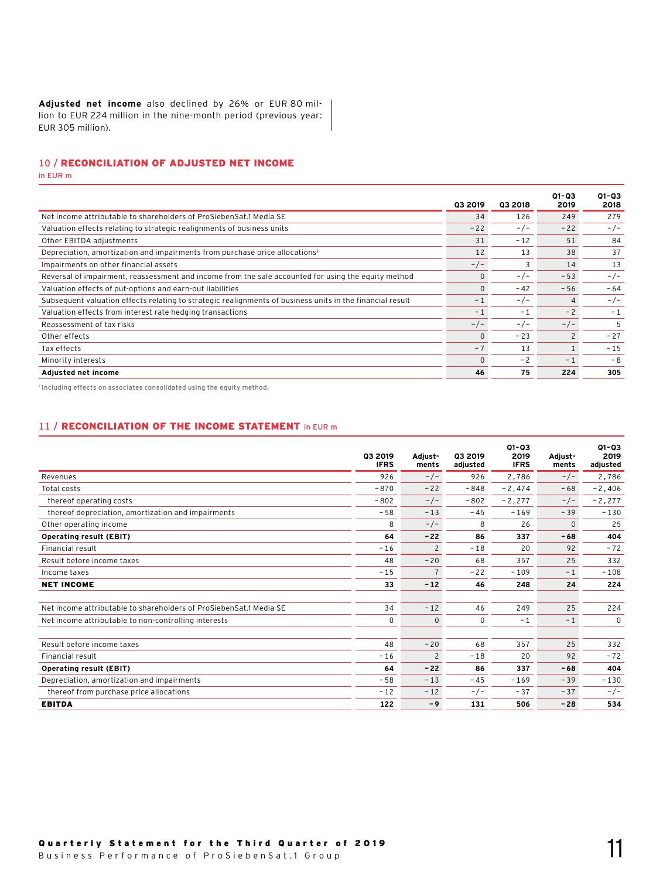**Adjusted net income** also declined by 26% or EUR 80 million to EUR 224 million in the nine-month period (previous year: EUR 305 million).

## 10 / RECONCILIATION OF ADJUSTED NET INCOME

in EUR m

| | Q3 2019 | Q3 2018 | Q1–Q3 2019 | Q1–Q3 2018 |
|---|---|---|---|---|
| Net income attributable to shareholders of ProSiebenSat.1 Media SE | 34 | 126 | 249 | 279 |
| Valuation effects relating to strategic realignments of business units | -22 | -/- | -22 | -/- |
| Other EBITDA adjustments | 31 | -12 | 51 | 84 |
| Depreciation, amortization and impairments from purchase price allocations[1] | 12 | 13 | 38 | 37 |
| Impairments on other financial assets | -/- | 3 | 14 | 13 |
| Reversal of impairment, reassessment and income from the sale accounted for using the equity method | 0 | -/- | -53 | -/- |
| Valuation effects of put-options and earn-out liabilities | 0 | -42 | -56 | -64 |
| Subsequent valuation effects relating to strategic realignments of business units in the financial result | -1 | -/- | 4 | -/- |
| Valuation effects from interest rate hedging transactions | -1 | -1 | -2 | -1 |
| Reassessment of tax risks | -/- | -/- | -/- | 5 |
| Other effects | 0 | -23 | 2 | -27 |
| Tax effects | -7 | 13 | 1 | -15 |
| Minority interests | 0 | -2 | -1 | -8 |
| **Adjusted net income** | **46** | **75** | **224** | **305** |

[1] Including effects on associates consolidated using the equity method.

## 11 / RECONCILIATION OF THE INCOME STATEMENT in EUR m

| | Q3 2019 IFRS | Adjust-ments | Q3 2019 adjusted | Q1–Q3 2019 IFRS | Adjust-ments | Q1–Q3 2019 adjusted |
|---|---|---|---|---|---|---|
| Revenues | 926 | -/- | 926 | 2,786 | -/- | 2,786 |
| Total costs | -870 | -22 | -848 | -2,474 | -68 | -2,406 |
| thereof operating costs | -802 | -/- | -802 | -2,277 | -/- | -2,277 |
| thereof depreciation, amortization and impairments | -58 | -13 | -45 | -169 | -39 | -130 |
| Other operating income | 8 | -/- | 8 | 26 | 0 | 25 |
| **Operating result (EBIT)** | **64** | **-22** | **86** | **337** | **-68** | **404** |
| Financial result | -16 | 2 | -18 | 20 | 92 | -72 |
| Result before income taxes | 48 | -20 | 68 | 357 | 25 | 332 |
| Income taxes | -15 | 7 | -22 | -109 | -1 | -108 |
| **NET INCOME** | **33** | **-12** | **46** | **248** | **24** | **224** |
| | | | | | | |
| Net income attributable to shareholders of ProSiebenSat.1 Media SE | 34 | -12 | 46 | 249 | 25 | 224 |
| Net income attributable to non-controlling interests | 0 | 0 | 0 | -1 | -1 | 0 |
| | | | | | | |
| Result before income taxes | 48 | -20 | 68 | 357 | 25 | 332 |
| Financial result | -16 | 2 | -18 | 20 | 92 | -72 |
| **Operating result (EBIT)** | **64** | **-22** | **86** | **337** | **-68** | **404** |
| Depreciation, amortization and impairments | -58 | -13 | -45 | -169 | -39 | -130 |
| thereof from purchase price allocations | -12 | -12 | -/- | -37 | -37 | -/- |
| **EBITDA** | **122** | **-9** | **131** | **506** | **-28** | **534** |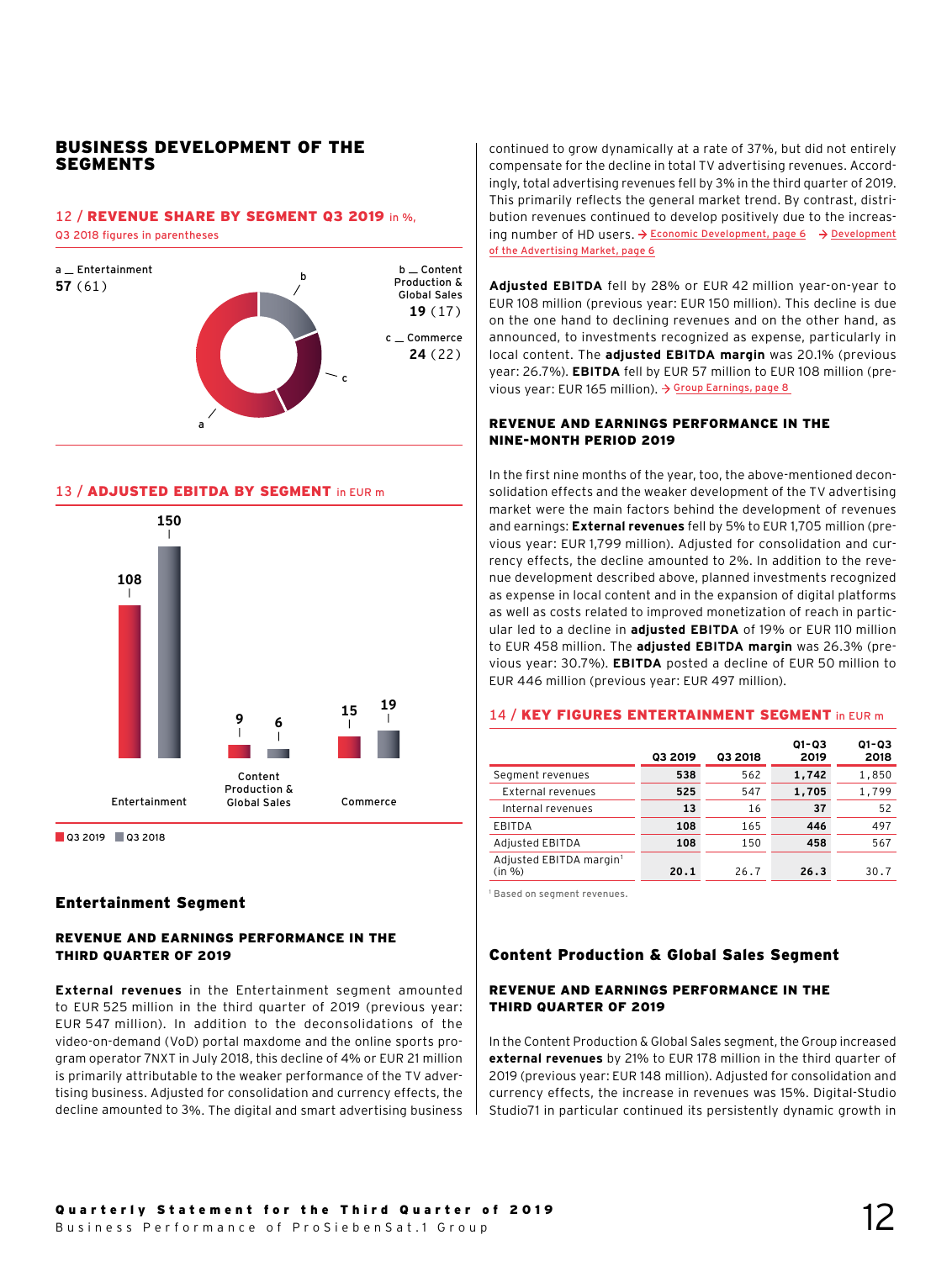# BUSINESS DEVELOPMENT OF THE SEGMENTS

**12 / REVENUE SHARE BY SEGMENT Q3 2019** in %, Q3 2018 figures in parentheses

a _ Entertainment **57** (61)

b _ Content Production & Global Sales **19** (17)

c _ Commerce **24** (22)

**13 / ADJUSTED EBITDA BY SEGMENT** in EUR m

| | Q3 2019 | Q3 2018 |
|---|---|---|
| Entertainment | 108 | 150 |
| Content Production & Global Sales | 9 | 6 |
| Commerce | 15 | 19 |

## Entertainment Segment

### REVENUE AND EARNINGS PERFORMANCE IN THE THIRD QUARTER OF 2019

**External revenues** in the Entertainment segment amounted to EUR 525 million in the third quarter of 2019 (previous year: EUR 547 million). In addition to the deconsolidations of the video-on-demand (VoD) portal maxdome and the online sports program operator 7NXT in July 2018, this decline of 4% or EUR 21 million is primarily attributable to the weaker performance of the TV advertising business. Adjusted for consolidation and currency effects, the decline amounted to 3%. The digital and smart advertising business continued to grow dynamically at a rate of 37%, but did not entirely compensate for the decline in total TV advertising revenues. Accordingly, total advertising revenues fell by 3% in the third quarter of 2019. This primarily reflects the general market trend. By contrast, distribution revenues continued to develop positively due to the increasing number of HD users. → Economic Development, page 6 → Development of the Advertising Market, page 6

**Adjusted EBITDA** fell by 28% or EUR 42 million year-on-year to EUR 108 million (previous year: EUR 150 million). This decline is due on the one hand to declining revenues and on the other hand, as announced, to investments recognized as expense, particularly in local content. The **adjusted EBITDA margin** was 20.1% (previous year: 26.7%). **EBITDA** fell by EUR 57 million to EUR 108 million (previous year: EUR 165 million). → Group Earnings, page 8

### REVENUE AND EARNINGS PERFORMANCE IN THE NINE-MONTH PERIOD 2019

In the first nine months of the year, too, the above-mentioned deconsolidation effects and the weaker development of the TV advertising market were the main factors behind the development of revenues and earnings: **External revenues** fell by 5% to EUR 1,705 million (previous year: EUR 1,799 million). Adjusted for consolidation and currency effects, the decline amounted to 2%. In addition to the revenue development described above, planned investments recognized as expense in local content and in the expansion of digital platforms as well as costs related to improved monetization of reach in particular led to a decline in **adjusted EBITDA** of 19% or EUR 110 million to EUR 458 million. The **adjusted EBITDA margin** was 26.3% (previous year: 30.7%). **EBITDA** posted a decline of EUR 50 million to EUR 446 million (previous year: EUR 497 million).

**14 / KEY FIGURES ENTERTAINMENT SEGMENT** in EUR m

| | Q3 2019 | Q3 2018 | Q1–Q3 2019 | Q1–Q3 2018 |
|---|---|---|---|---|
| Segment revenues | **538** | 562 | **1,742** | 1,850 |
| External revenues | **525** | 547 | **1,705** | 1,799 |
| Internal revenues | **13** | 16 | **37** | 52 |
| EBITDA | **108** | 165 | **446** | 497 |
| Adjusted EBITDA | **108** | 150 | **458** | 567 |
| Adjusted EBITDA margin[1] (in %) | **20.1** | 26.7 | **26.3** | 30.7 |

[1] Based on segment revenues.

## Content Production & Global Sales Segment

### REVENUE AND EARNINGS PERFORMANCE IN THE THIRD QUARTER OF 2019

In the Content Production & Global Sales segment, the Group increased **external revenues** by 21% to EUR 178 million in the third quarter of 2019 (previous year: EUR 148 million). Adjusted for consolidation and currency effects, the increase in revenues was 15%. Digital-Studio Studio71 in particular continued its persistently dynamic growth in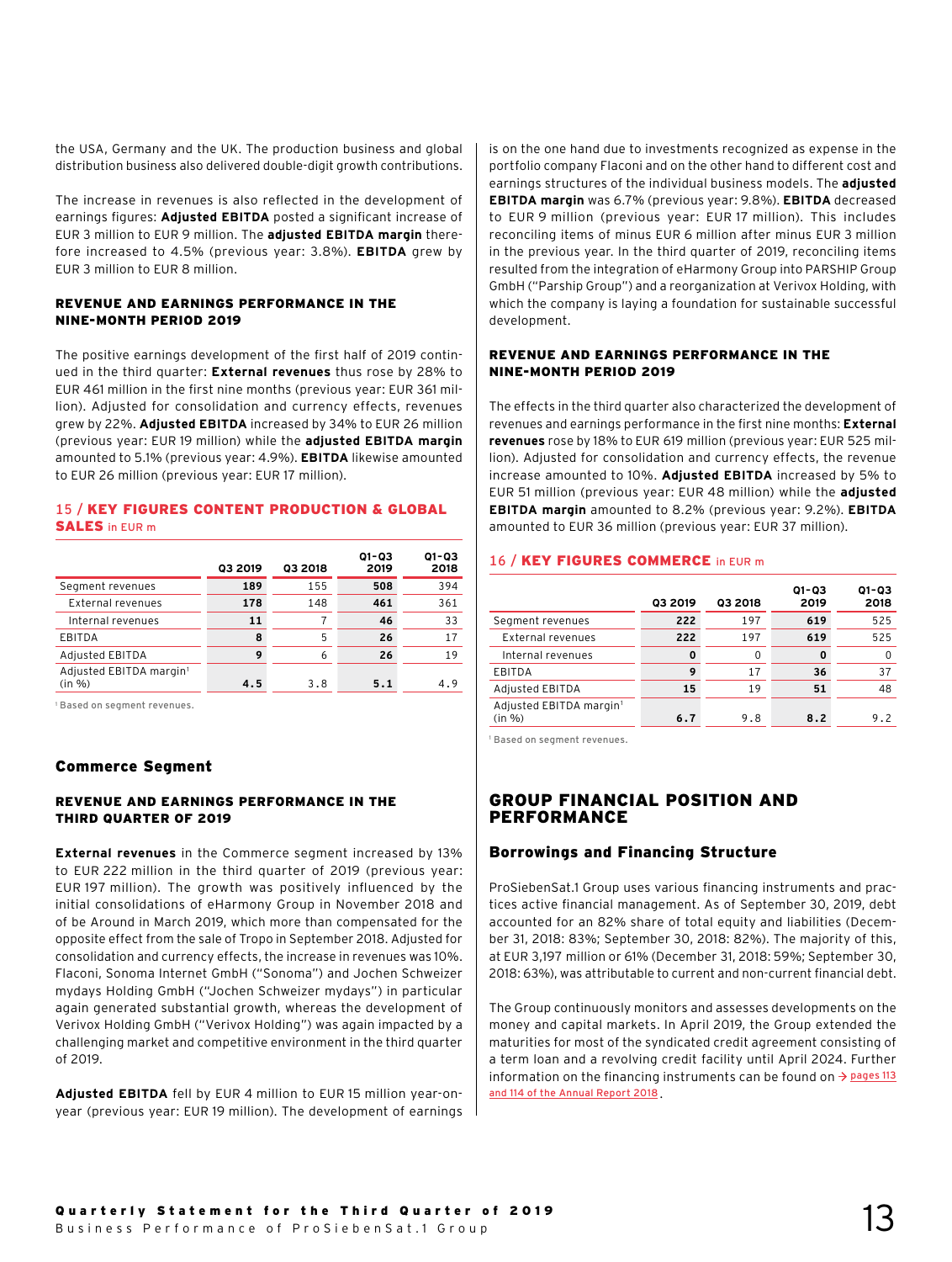the USA, Germany and the UK. The production business and global distribution business also delivered double-digit growth contributions.

The increase in revenues is also reflected in the development of earnings figures: **Adjusted EBITDA** posted a significant increase of EUR 3 million to EUR 9 million. The **adjusted EBITDA margin** therefore increased to 4.5% (previous year: 3.8%). **EBITDA** grew by EUR 3 million to EUR 8 million.

#### REVENUE AND EARNINGS PERFORMANCE IN THE NINE-MONTH PERIOD 2019

The positive earnings development of the first half of 2019 continued in the third quarter: **External revenues** thus rose by 28% to EUR 461 million in the first nine months (previous year: EUR 361 million). Adjusted for consolidation and currency effects, revenues grew by 22%. **Adjusted EBITDA** increased by 34% to EUR 26 million (previous year: EUR 19 million) while the **adjusted EBITDA margin** amounted to 5.1% (previous year: 4.9%). **EBITDA** likewise amounted to EUR 26 million (previous year: EUR 17 million).

**15 / KEY FIGURES CONTENT PRODUCTION & GLOBAL SALES** in EUR m

| | Q3 2019 | Q3 2018 | Q1–Q3 2019 | Q1–Q3 2018 |
|---|---|---|---|---|
| Segment revenues | **189** | 155 | **508** | 394 |
| External revenues | **178** | 148 | **461** | 361 |
| Internal revenues | **11** | 7 | **46** | 33 |
| EBITDA | **8** | 5 | **26** | 17 |
| Adjusted EBITDA | **9** | 6 | **26** | 19 |
| Adjusted EBITDA margin[1] (in %) | **4.5** | 3.8 | **5.1** | 4.9 |

[1] Based on segment revenues.

### Commerce Segment

#### REVENUE AND EARNINGS PERFORMANCE IN THE THIRD QUARTER OF 2019

**External revenues** in the Commerce segment increased by 13% to EUR 222 million in the third quarter of 2019 (previous year: EUR 197 million). The growth was positively influenced by the initial consolidations of eHarmony Group in November 2018 and of be Around in March 2019, which more than compensated for the opposite effect from the sale of Tropo in September 2018. Adjusted for consolidation and currency effects, the increase in revenues was 10%. Flaconi, Sonoma Internet GmbH ("Sonoma") and Jochen Schweizer mydays Holding GmbH ("Jochen Schweizer mydays") in particular again generated substantial growth, whereas the development of Verivox Holding GmbH ("Verivox Holding") was again impacted by a challenging market and competitive environment in the third quarter of 2019.

**Adjusted EBITDA** fell by EUR 4 million to EUR 15 million year-on-year (previous year: EUR 19 million). The development of earnings is on the one hand due to investments recognized as expense in the portfolio company Flaconi and on the other hand to different cost and earnings structures of the individual business models. The **adjusted EBITDA margin** was 6.7% (previous year: 9.8%). **EBITDA** decreased to EUR 9 million (previous year: EUR 17 million). This includes reconciling items of minus EUR 6 million after minus EUR 3 million in the previous year. In the third quarter of 2019, reconciling items resulted from the integration of eHarmony Group into PARSHIP Group GmbH ("Parship Group") and a reorganization at Verivox Holding, with which the company is laying a foundation for sustainable successful development.

#### REVENUE AND EARNINGS PERFORMANCE IN THE NINE-MONTH PERIOD 2019

The effects in the third quarter also characterized the development of revenues and earnings performance in the first nine months: **External revenues** rose by 18% to EUR 619 million (previous year: EUR 525 million). Adjusted for consolidation and currency effects, the revenue increase amounted to 10%. **Adjusted EBITDA** increased by 5% to EUR 51 million (previous year: EUR 48 million) while the **adjusted EBITDA margin** amounted to 8.2% (previous year: 9.2%). **EBITDA** amounted to EUR 36 million (previous year: EUR 37 million).

**16 / KEY FIGURES COMMERCE** in EUR m

| | Q3 2019 | Q3 2018 | Q1–Q3 2019 | Q1–Q3 2018 |
|---|---|---|---|---|
| Segment revenues | **222** | 197 | **619** | 525 |
| External revenues | **222** | 197 | **619** | 525 |
| Internal revenues | **0** | 0 | **0** | 0 |
| EBITDA | **9** | 17 | **36** | 37 |
| Adjusted EBITDA | **15** | 19 | **51** | 48 |
| Adjusted EBITDA margin[1] (in %) | **6.7** | 9.8 | **8.2** | 9.2 |

[1] Based on segment revenues.

## GROUP FINANCIAL POSITION AND PERFORMANCE

### Borrowings and Financing Structure

ProSiebenSat.1 Group uses various financing instruments and practices active financial management. As of September 30, 2019, debt accounted for an 82% share of total equity and liabilities (December 31, 2018: 83%; September 30, 2018: 82%). The majority of this, at EUR 3,197 million or 61% (December 31, 2018: 59%; September 30, 2018: 63%), was attributable to current and non-current financial debt.

The Group continuously monitors and assesses developments on the money and capital markets. In April 2019, the Group extended the maturities for most of the syndicated credit agreement consisting of a term loan and a revolving credit facility until April 2024. Further information on the financing instruments can be found on → pages 113 and 114 of the Annual Report 2018.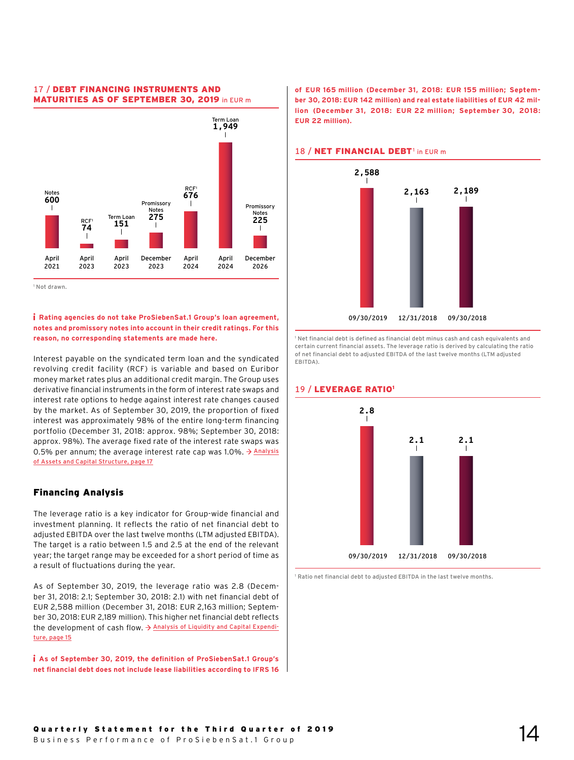### 17 / DEBT FINANCING INSTRUMENTS AND MATURITIES AS OF SEPTEMBER 30, 2019 in EUR m

| Instrument | Amount | Maturity |
|---|---|---|
| Notes | 600 | April 2021 |
| RCF[1] | 74 | April 2023 |
| Term Loan | 151 | April 2023 |
| Promissory Notes | 275 | December 2023 |
| RCF[1] | 676 | April 2024 |
| Term Loan | 1,949 | April 2024 |
| Promissory Notes | 225 | December 2026 |

[1] Not drawn.

**Rating agencies do not take ProSiebenSat.1 Group's loan agreement, notes and promissory notes into account in their credit ratings. For this reason, no corresponding statements are made here.**

Interest payable on the syndicated term loan and the syndicated revolving credit facility (RCF) is variable and based on Euribor money market rates plus an additional credit margin. The Group uses derivative financial instruments in the form of interest rate swaps and interest rate options to hedge against interest rate changes caused by the market. As of September 30, 2019, the proportion of fixed interest was approximately 98% of the entire long-term financing portfolio (December 31, 2018: approx. 98%; September 30, 2018: approx. 98%). The average fixed rate of the interest rate swaps was 0.5% per annum; the average interest rate cap was 1.0%. → Analysis of Assets and Capital Structure, page 17

## Financing Analysis

The leverage ratio is a key indicator for Group-wide financial and investment planning. It reflects the ratio of net financial debt to adjusted EBITDA over the last twelve months (LTM adjusted EBITDA). The target is a ratio between 1.5 and 2.5 at the end of the relevant year; the target range may be exceeded for a short period of time as a result of fluctuations during the year.

As of September 30, 2019, the leverage ratio was 2.8 (December 31, 2018: 2.1; September 30, 2018: 2.1) with net financial debt of EUR 2,588 million (December 31, 2018: EUR 2,163 million; September 30, 2018: EUR 2,189 million). This higher net financial debt reflects the development of cash flow. → Analysis of Liquidity and Capital Expenditure, page 15

**As of September 30, 2019, the definition of ProSiebenSat.1 Group's net financial debt does not include lease liabilities according to IFRS 16 of EUR 165 million (December 31, 2018: EUR 155 million; September 30, 2018: EUR 142 million) and real estate liabilities of EUR 42 million (December 31, 2018: EUR 22 million; September 30, 2018: EUR 22 million).**

### 18 / NET FINANCIAL DEBT[1] in EUR m

| 09/30/2019 | 12/31/2018 | 09/30/2018 |
|---|---|---|
| 2,588 | 2,163 | 2,189 |

[1] Net financial debt is defined as financial debt minus cash and cash equivalents and certain current financial assets. The leverage ratio is derived by calculating the ratio of net financial debt to adjusted EBITDA of the last twelve months (LTM adjusted EBITDA).

### 19 / LEVERAGE RATIO[1]

| 09/30/2019 | 12/31/2018 | 09/30/2018 |
|---|---|---|
| 2.8 | 2.1 | 2.1 |

[1] Ratio net financial debt to adjusted EBITDA in the last twelve months.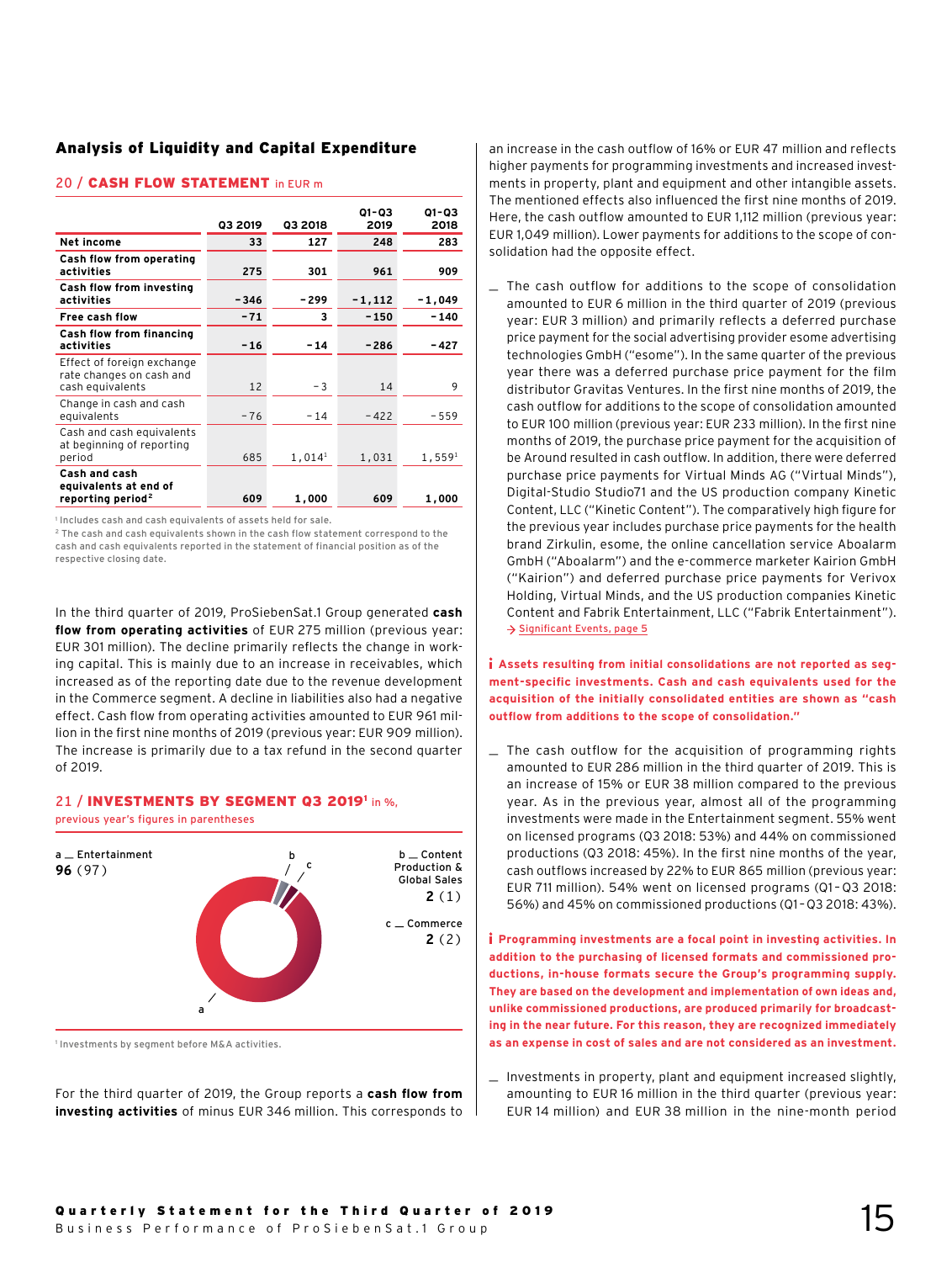## Analysis of Liquidity and Capital Expenditure

### 20 / CASH FLOW STATEMENT in EUR m

| | Q3 2019 | Q3 2018 | Q1–Q3 2019 | Q1–Q3 2018 |
|---|---|---|---|---|
| **Net income** | **33** | **127** | **248** | **283** |
| **Cash flow from operating activities** | **275** | **301** | **961** | **909** |
| **Cash flow from investing activities** | **-346** | **-299** | **-1,112** | **-1,049** |
| **Free cash flow** | **-71** | **3** | **-150** | **-140** |
| **Cash flow from financing activities** | **-16** | **-14** | **-286** | **-427** |
| Effect of foreign exchange rate changes on cash and cash equivalents | 12 | -3 | 14 | 9 |
| Change in cash and cash equivalents | -76 | -14 | -422 | -559 |
| Cash and cash equivalents at beginning of reporting period | 685 | 1,014[1] | 1,031 | 1,559[1] |
| **Cash and cash equivalents at end of reporting period[2]** | **609** | **1,000** | **609** | **1,000** |

[1] Includes cash and cash equivalents of assets held for sale.
[2] The cash and cash equivalents shown in the cash flow statement correspond to the cash and cash equivalents reported in the statement of financial position as of the respective closing date.

In the third quarter of 2019, ProSiebenSat.1 Group generated **cash flow from operating activities** of EUR 275 million (previous year: EUR 301 million). The decline primarily reflects the change in working capital. This is mainly due to an increase in receivables, which increased as of the reporting date due to the revenue development in the Commerce segment. A decline in liabilities also had a negative effect. Cash flow from operating activities amounted to EUR 961 million in the first nine months of 2019 (previous year: EUR 909 million). The increase is primarily due to a tax refund in the second quarter of 2019.

### 21 / INVESTMENTS BY SEGMENT Q3 2019[1] in %, previous year's figures in parentheses

a _ Entertainment **96** (97)

b _ Content Production & Global Sales **2** (1)

c _ Commerce **2** (2)

[1] Investments by segment before M&A activities.

For the third quarter of 2019, the Group reports a **cash flow from investing activities** of minus EUR 346 million. This corresponds to an increase in the cash outflow of 16% or EUR 47 million and reflects higher payments for programming investments and increased investments in property, plant and equipment and other intangible assets. The mentioned effects also influenced the first nine months of 2019. Here, the cash outflow amounted to EUR 1,112 million (previous year: EUR 1,049 million). Lower payments for additions to the scope of consolidation had the opposite effect.

- The cash outflow for additions to the scope of consolidation amounted to EUR 6 million in the third quarter of 2019 (previous year: EUR 3 million) and primarily reflects a deferred purchase price payment for the social advertising provider esome advertising technologies GmbH ("esome"). In the same quarter of the previous year there was a deferred purchase price payment for the film distributor Gravitas Ventures. In the first nine months of 2019, the cash outflow for additions to the scope of consolidation amounted to EUR 100 million (previous year: EUR 233 million). In the first nine months of 2019, the purchase price payment for the acquisition of be Around resulted in cash outflow. In addition, there were deferred purchase price payments for Virtual Minds AG ("Virtual Minds"), Digital-Studio Studio71 and the US production company Kinetic Content, LLC ("Kinetic Content"). The comparatively high figure for the previous year includes purchase price payments for the health brand Zirkulin, esome, the online cancellation service Aboalarm GmbH ("Aboalarm") and the e-commerce marketer Kairion GmbH ("Kairion") and deferred purchase price payments for Verivox Holding, Virtual Minds, and the US production companies Kinetic Content and Fabrik Entertainment, LLC ("Fabrik Entertainment"). → Significant Events, page 5

**Assets resulting from initial consolidations are not reported as segment-specific investments. Cash and cash equivalents used for the acquisition of the initially consolidated entities are shown as "cash outflow from additions to the scope of consolidation."**

- The cash outflow for the acquisition of programming rights amounted to EUR 286 million in the third quarter of 2019. This is an increase of 15% or EUR 38 million compared to the previous year. As in the previous year, almost all of the programming investments were made in the Entertainment segment. 55% went on licensed programs (Q3 2018: 53%) and 44% on commissioned productions (Q3 2018: 45%). In the first nine months of the year, cash outflows increased by 22% to EUR 865 million (previous year: EUR 711 million). 54% went on licensed programs (Q1–Q3 2018: 56%) and 45% on commissioned productions (Q1–Q3 2018: 43%).

**Programming investments are a focal point in investing activities. In addition to the purchasing of licensed formats and commissioned productions, in-house formats secure the Group's programming supply. They are based on the development and implementation of own ideas and, unlike commissioned productions, are produced primarily for broadcasting in the near future. For this reason, they are recognized immediately as an expense in cost of sales and are not considered as an investment.**

- Investments in property, plant and equipment increased slightly, amounting to EUR 16 million in the third quarter (previous year: EUR 14 million) and EUR 38 million in the nine-month period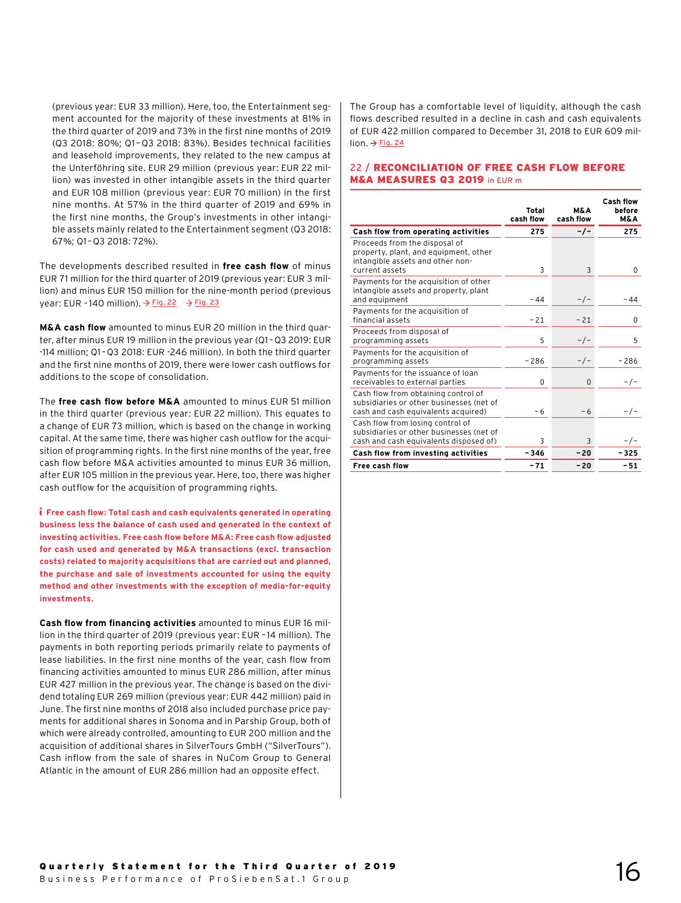(previous year: EUR 33 million). Here, too, the Entertainment segment accounted for the majority of these investments at 81% in the third quarter of 2019 and 73% in the first nine months of 2019 (Q3 2018: 80%; Q1–Q3 2018: 83%). Besides technical facilities and leasehold improvements, they related to the new campus at the Unterföhring site. EUR 29 million (previous year: EUR 22 million) was invested in other intangible assets in the third quarter and EUR 108 million (previous year: EUR 70 million) in the first nine months. At 57% in the third quarter of 2019 and 69% in the first nine months, the Group's investments in other intangible assets mainly related to the Entertainment segment (Q3 2018: 67%; Q1–Q3 2018: 72%).

The developments described resulted in **free cash flow** of minus EUR 71 million for the third quarter of 2019 (previous year: EUR 3 million) and minus EUR 150 million for the nine-month period (previous year: EUR –140 million). → Fig. 22 → Fig. 23

**M&A cash flow** amounted to minus EUR 20 million in the third quarter, after minus EUR 19 million in the previous year (Q1–Q3 2019: EUR -114 million; Q1–Q3 2018: EUR -246 million). In both the third quarter and the first nine months of 2019, there were lower cash outflows for additions to the scope of consolidation.

The **free cash flow before M&A** amounted to minus EUR 51 million in the third quarter (previous year: EUR 22 million). This equates to a change of EUR 73 million, which is based on the change in working capital. At the same time, there was higher cash outflow for the acquisition of programming rights. In the first nine months of the year, free cash flow before M&A activities amounted to minus EUR 36 million, after EUR 105 million in the previous year. Here, too, there was higher cash outflow for the acquisition of programming rights.

**Free cash flow: Total cash and cash equivalents generated in operating business less the balance of cash used and generated in the context of investing activities. Free cash flow before M&A: Free cash flow adjusted for cash used and generated by M&A transactions (excl. transaction costs) related to majority acquisitions that are carried out and planned, the purchase and sale of investments accounted for using the equity method and other investments with the exception of media-for-equity investments.**

**Cash flow from financing activities** amounted to minus EUR 16 million in the third quarter of 2019 (previous year: EUR –14 million). The payments in both reporting periods primarily relate to payments of lease liabilities. In the first nine months of the year, cash flow from financing activities amounted to minus EUR 286 million, after minus EUR 427 million in the previous year. The change is based on the dividend totaling EUR 269 million (previous year: EUR 442 million) paid in June. The first nine months of 2018 also included purchase price payments for additional shares in Sonoma and in Parship Group, both of which were already controlled, amounting to EUR 200 million and the acquisition of additional shares in SilverTours GmbH ("SilverTours"). Cash inflow from the sale of shares in NuCom Group to General Atlantic in the amount of EUR 286 million had an opposite effect.

The Group has a comfortable level of liquidity, although the cash flows described resulted in a decline in cash and cash equivalents of EUR 422 million compared to December 31, 2018 to EUR 609 million. → Fig. 24

## 22 / RECONCILIATION OF FREE CASH FLOW BEFORE M&A MEASURES Q3 2019 in EUR m

| | Total cash flow | M&A cash flow | Cash flow before M&A |
|---|---|---|---|
| **Cash flow from operating activities** | **275** | **-/-** | **275** |
| Proceeds from the disposal of property, plant, and equipment, other intangible assets and other non-current assets | 3 | 3 | 0 |
| Payments for the acquisition of other intangible assets and property, plant and equipment | −44 | -/- | −44 |
| Payments for the acquisition of financial assets | −21 | −21 | 0 |
| Proceeds from disposal of programming assets | 5 | -/- | 5 |
| Payments for the acquisition of programming assets | −286 | -/- | −286 |
| Payments for the issuance of loan receivables to external parties | 0 | 0 | -/- |
| Cash flow from obtaining control of subsidiaries or other businesses (net of cash and cash equivalents acquired) | −6 | −6 | -/- |
| Cash flow from losing control of subsidiaries or other businesses (net of cash and cash equivalents disposed of) | 3 | 3 | -/- |
| **Cash flow from investing activities** | **−346** | **−20** | **−325** |
| **Free cash flow** | **−71** | **−20** | **−51** |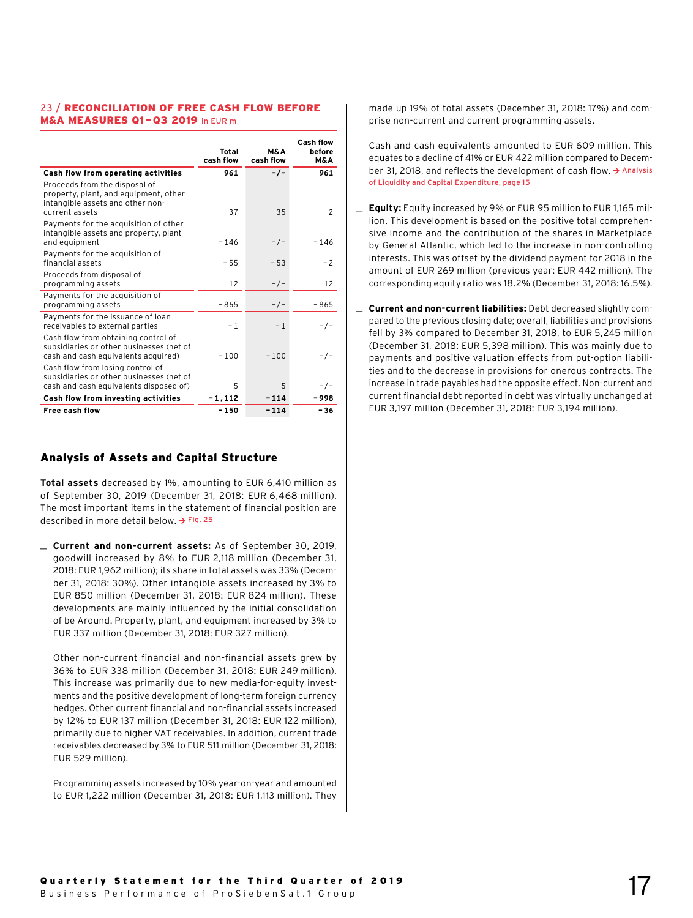**23 / RECONCILIATION OF FREE CASH FLOW BEFORE M&A MEASURES Q1–Q3 2019** in EUR m

| | Total cash flow | M&A cash flow | Cash flow before M&A |
|---|---|---|---|
| **Cash flow from operating activities** | **961** | **-/-** | **961** |
| Proceeds from the disposal of property, plant, and equipment, other intangible assets and other non-current assets | 37 | 35 | 2 |
| Payments for the acquisition of other intangible assets and property, plant and equipment | -146 | -/- | -146 |
| Payments for the acquisition of financial assets | -55 | -53 | -2 |
| Proceeds from disposal of programming assets | 12 | -/- | 12 |
| Payments for the acquisition of programming assets | -865 | -/- | -865 |
| Payments for the issuance of loan receivables to external parties | -1 | -1 | -/- |
| Cash flow from obtaining control of subsidiaries or other businesses (net of cash and cash equivalents acquired) | -100 | -100 | -/- |
| Cash flow from losing control of subsidiaries or other businesses (net of cash and cash equivalents disposed of) | 5 | 5 | -/- |
| **Cash flow from investing activities** | **-1,112** | **-114** | **-998** |
| **Free cash flow** | **-150** | **-114** | **-36** |

## Analysis of Assets and Capital Structure

**Total assets** decreased by 1%, amounting to EUR 6,410 million as of September 30, 2019 (December 31, 2018: EUR 6,468 million). The most important items in the statement of financial position are described in more detail below. → Fig. 25

- **Current and non-current assets:** As of September 30, 2019, goodwill increased by 8% to EUR 2,118 million (December 31, 2018: EUR 1,962 million); its share in total assets was 33% (December 31, 2018: 30%). Other intangible assets increased by 3% to EUR 850 million (December 31, 2018: EUR 824 million). These developments are mainly influenced by the initial consolidation of be Around. Property, plant, and equipment increased by 3% to EUR 337 million (December 31, 2018: EUR 327 million).

  Other non-current financial and non-financial assets grew by 36% to EUR 338 million (December 31, 2018: EUR 249 million). This increase was primarily due to new media-for-equity investments and the positive development of long-term foreign currency hedges. Other current financial and non-financial assets increased by 12% to EUR 137 million (December 31, 2018: EUR 122 million), primarily due to higher VAT receivables. In addition, current trade receivables decreased by 3% to EUR 511 million (December 31, 2018: EUR 529 million).

  Programming assets increased by 10% year-on-year and amounted to EUR 1,222 million (December 31, 2018: EUR 1,113 million). They made up 19% of total assets (December 31, 2018: 17%) and comprise non-current and current programming assets.

  Cash and cash equivalents amounted to EUR 609 million. This equates to a decline of 41% or EUR 422 million compared to December 31, 2018, and reflects the development of cash flow. → Analysis of Liquidity and Capital Expenditure, page 15

- **Equity:** Equity increased by 9% or EUR 95 million to EUR 1,165 million. This development is based on the positive total comprehensive income and the contribution of the shares in Marketplace by General Atlantic, which led to the increase in non-controlling interests. This was offset by the dividend payment for 2018 in the amount of EUR 269 million (previous year: EUR 442 million). The corresponding equity ratio was 18.2% (December 31, 2018: 16.5%).

- **Current and non-current liabilities:** Debt decreased slightly compared to the previous closing date; overall, liabilities and provisions fell by 3% compared to December 31, 2018, to EUR 5,245 million (December 31, 2018: EUR 5,398 million). This was mainly due to payments and positive valuation effects from put-option liabilities and to the decrease in provisions for onerous contracts. The increase in trade payables had the opposite effect. Non-current and current financial debt reported in debt was virtually unchanged at EUR 3,197 million (December 31, 2018: EUR 3,194 million).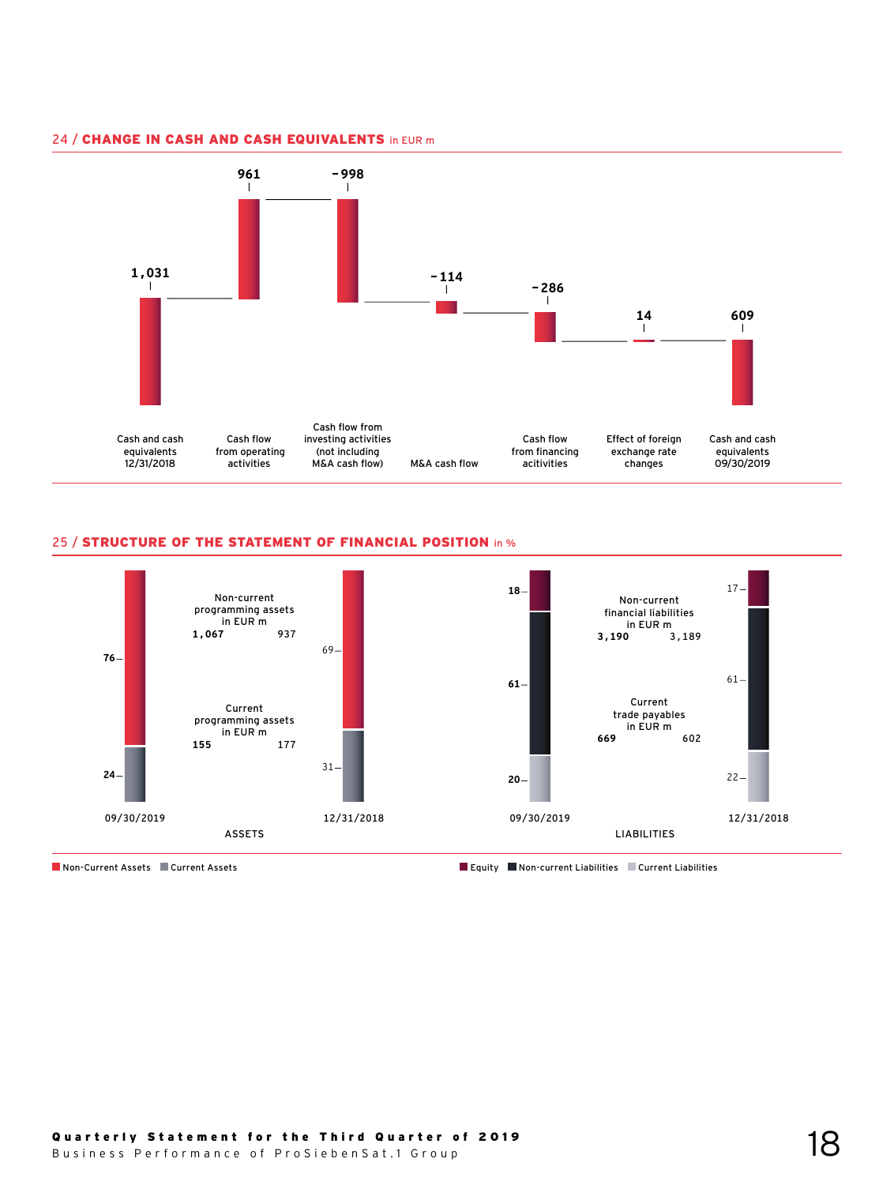## 24 / CHANGE IN CASH AND CASH EQUIVALENTS in EUR m

| Item | EUR m |
|---|---|
| Cash and cash equivalents 12/31/2018 | 1,031 |
| Cash flow from operating activities | 961 |
| Cash flow from investing activities (not including M&A cash flow) | -998 |
| M&A cash flow | -114 |
| Cash flow from financing acitivities | -286 |
| Effect of foreign exchange rate changes | 14 |
| Cash and cash equivalents 09/30/2019 | 609 |

## 25 / STRUCTURE OF THE STATEMENT OF FINANCIAL POSITION in %

**ASSETS**

| | 09/30/2019 | 12/31/2018 |
|---|---|---|
| Non-Current Assets | 76 | 69 |
| Current Assets | 24 | 31 |

| in EUR m | 09/30/2019 | 12/31/2018 |
|---|---|---|
| Non-current programming assets | 1,067 | 937 |
| Current programming assets | 155 | 177 |

**LIABILITIES**

| | 09/30/2019 | 12/31/2018 |
|---|---|---|
| Equity | 18 | 17 |
| Non-current Liabilities | 61 | 61 |
| Current Liabilities | 20 | 22 |

| in EUR m | 09/30/2019 | 12/31/2018 |
|---|---|---|
| Non-current financial liabilities | 3,190 | 3,189 |
| Current trade payables | 669 | 602 |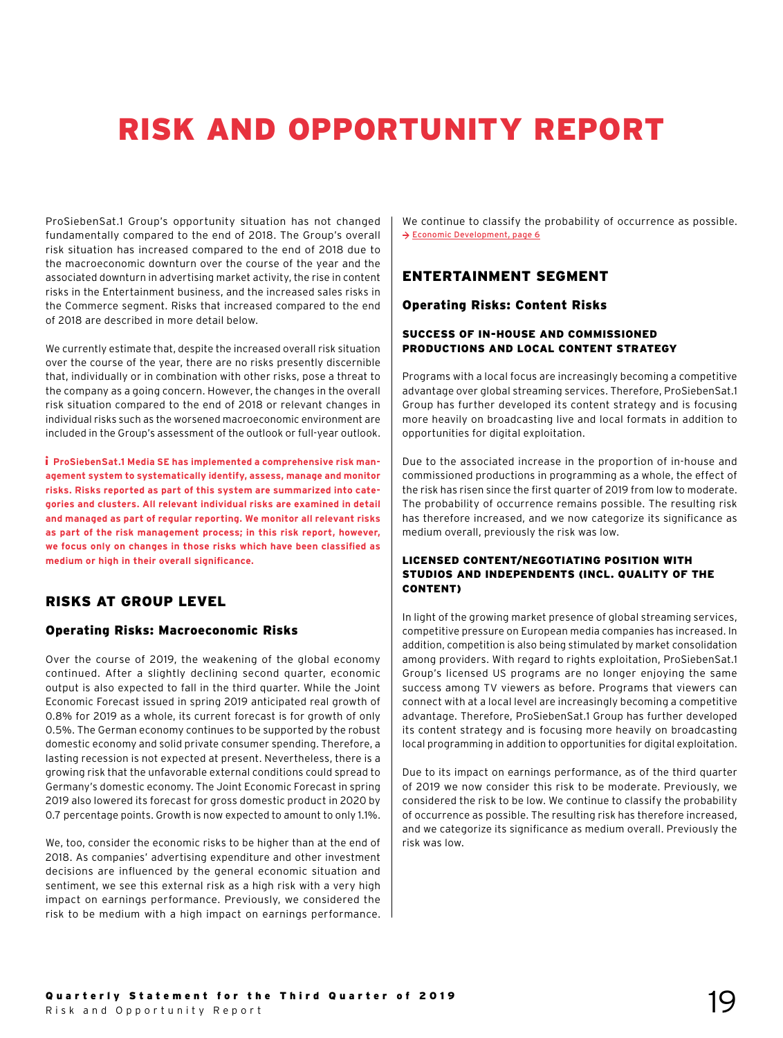# RISK AND OPPORTUNITY REPORT

ProSiebenSat.1 Group's opportunity situation has not changed fundamentally compared to the end of 2018. The Group's overall risk situation has increased compared to the end of 2018 due to the macroeconomic downturn over the course of the year and the associated downturn in advertising market activity, the rise in content risks in the Entertainment business, and the increased sales risks in the Commerce segment. Risks that increased compared to the end of 2018 are described in more detail below.

We currently estimate that, despite the increased overall risk situation over the course of the year, there are no risks presently discernible that, individually or in combination with other risks, pose a threat to the company as a going concern. However, the changes in the overall risk situation compared to the end of 2018 or relevant changes in individual risks such as the worsened macroeconomic environment are included in the Group's assessment of the outlook or full-year outlook.

**ProSiebenSat.1 Media SE has implemented a comprehensive risk management system to systematically identify, assess, manage and monitor risks. Risks reported as part of this system are summarized into categories and clusters. All relevant individual risks are examined in detail and managed as part of regular reporting. We monitor all relevant risks as part of the risk management process; in this risk report, however, we focus only on changes in those risks which have been classified as medium or high in their overall significance.**

## RISKS AT GROUP LEVEL

### Operating Risks: Macroeconomic Risks

Over the course of 2019, the weakening of the global economy continued. After a slightly declining second quarter, economic output is also expected to fall in the third quarter. While the Joint Economic Forecast issued in spring 2019 anticipated real growth of 0.8% for 2019 as a whole, its current forecast is for growth of only 0.5%. The German economy continues to be supported by the robust domestic economy and solid private consumer spending. Therefore, a lasting recession is not expected at present. Nevertheless, there is a growing risk that the unfavorable external conditions could spread to Germany's domestic economy. The Joint Economic Forecast in spring 2019 also lowered its forecast for gross domestic product in 2020 by 0.7 percentage points. Growth is now expected to amount to only 1.1%.

We, too, consider the economic risks to be higher than at the end of 2018. As companies' advertising expenditure and other investment decisions are influenced by the general economic situation and sentiment, we see this external risk as a high risk with a very high impact on earnings performance. Previously, we considered the risk to be medium with a high impact on earnings performance. We continue to classify the probability of occurrence as possible.
→ Economic Development, page 6

## ENTERTAINMENT SEGMENT

### Operating Risks: Content Risks

#### SUCCESS OF IN-HOUSE AND COMMISSIONED PRODUCTIONS AND LOCAL CONTENT STRATEGY

Programs with a local focus are increasingly becoming a competitive advantage over global streaming services. Therefore, ProSiebenSat.1 Group has further developed its content strategy and is focusing more heavily on broadcasting live and local formats in addition to opportunities for digital exploitation.

Due to the associated increase in the proportion of in-house and commissioned productions in programming as a whole, the effect of the risk has risen since the first quarter of 2019 from low to moderate. The probability of occurrence remains possible. The resulting risk has therefore increased, and we now categorize its significance as medium overall, previously the risk was low.

#### LICENSED CONTENT/NEGOTIATING POSITION WITH STUDIOS AND INDEPENDENTS (INCL. QUALITY OF THE CONTENT)

In light of the growing market presence of global streaming services, competitive pressure on European media companies has increased. In addition, competition is also being stimulated by market consolidation among providers. With regard to rights exploitation, ProSiebenSat.1 Group's licensed US programs are no longer enjoying the same success among TV viewers as before. Programs that viewers can connect with at a local level are increasingly becoming a competitive advantage. Therefore, ProSiebenSat.1 Group has further developed its content strategy and is focusing more heavily on broadcasting local programming in addition to opportunities for digital exploitation.

Due to its impact on earnings performance, as of the third quarter of 2019 we now consider this risk to be moderate. Previously, we considered the risk to be low. We continue to classify the probability of occurrence as possible. The resulting risk has therefore increased, and we categorize its significance as medium overall. Previously the risk was low.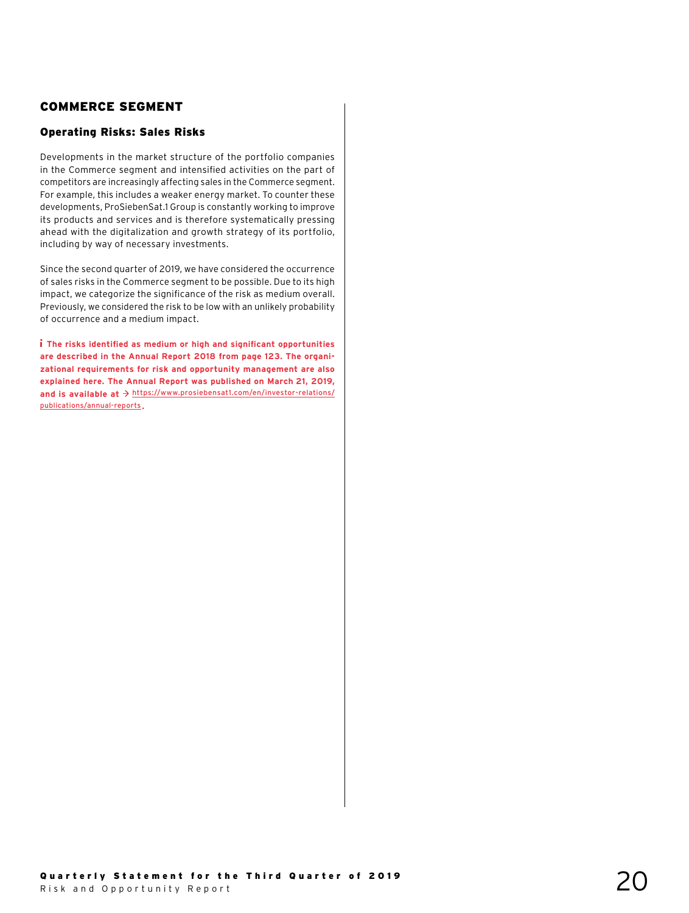## COMMERCE SEGMENT

### Operating Risks: Sales Risks

Developments in the market structure of the portfolio companies in the Commerce segment and intensified activities on the part of competitors are increasingly affecting sales in the Commerce segment. For example, this includes a weaker energy market. To counter these developments, ProSiebenSat.1 Group is constantly working to improve its products and services and is therefore systematically pressing ahead with the digitalization and growth strategy of its portfolio, including by way of necessary investments.

Since the second quarter of 2019, we have considered the occurrence of sales risks in the Commerce segment to be possible. Due to its high impact, we categorize the significance of the risk as medium overall. Previously, we considered the risk to be low with an unlikely probability of occurrence and a medium impact.

**i The risks identified as medium or high and significant opportunities are described in the Annual Report 2018 from page 123. The organizational requirements for risk and opportunity management are also explained here. The Annual Report was published on March 21, 2019, and is available at →** https://www.prosiebensat1.com/en/investor-relations/publications/annual-reports.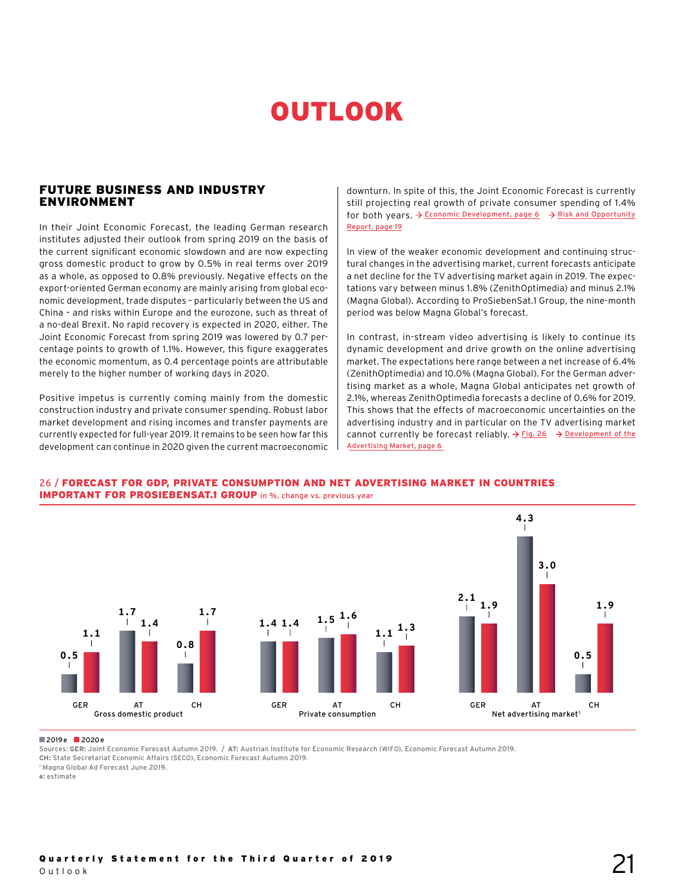# OUTLOOK

## FUTURE BUSINESS AND INDUSTRY ENVIRONMENT

In their Joint Economic Forecast, the leading German research institutes adjusted their outlook from spring 2019 on the basis of the current significant economic slowdown and are now expecting gross domestic product to grow by 0.5% in real terms over 2019 as a whole, as opposed to 0.8% previously. Negative effects on the export-oriented German economy are mainly arising from global economic development, trade disputes – particularly between the US and China – and risks within Europe and the eurozone, such as threat of a no-deal Brexit. No rapid recovery is expected in 2020, either. The Joint Economic Forecast from spring 2019 was lowered by 0.7 percentage points to growth of 1.1%. However, this figure exaggerates the economic momentum, as 0.4 percentage points are attributable merely to the higher number of working days in 2020.

Positive impetus is currently coming mainly from the domestic construction industry and private consumer spending. Robust labor market development and rising incomes and transfer payments are currently expected for full-year 2019. It remains to be seen how far this development can continue in 2020 given the current macroeconomic downturn. In spite of this, the Joint Economic Forecast is currently still projecting real growth of private consumer spending of 1.4% for both years. → Economic Development, page 6 → Risk and Opportunity Report, page 19

In view of the weaker economic development and continuing structural changes in the advertising market, current forecasts anticipate a net decline for the TV advertising market again in 2019. The expectations vary between minus 1.8% (ZenithOptimedia) and minus 2.1% (Magna Global). According to ProSiebenSat.1 Group, the nine-month period was below Magna Global's forecast.

In contrast, in-stream video advertising is likely to continue its dynamic development and drive growth on the online advertising market. The expectations here range between a net increase of 6.4% (ZenithOptimedia) and 10.0% (Magna Global). For the German advertising market as a whole, Magna Global anticipates net growth of 2.1%, whereas ZenithOptimedia forecasts a decline of 0.6% for 2019. This shows that the effects of macroeconomic uncertainties on the advertising industry and in particular on the TV advertising market cannot currently be forecast reliably. → Fig. 26 → Development of the Advertising Market, page 6

26 / **FORECAST FOR GDP, PRIVATE CONSUMPTION AND NET ADVERTISING MARKET IN COUNTRIES IMPORTANT FOR PROSIEBENSAT.1 GROUP** in %, change vs. previous year

| | | 2019e | 2020e |
|---|---|---|---|
| Gross domestic product | GER | 0.5 | 1.1 |
| | AT | 1.7 | 1.4 |
| | CH | 0.8 | 1.7 |
| Private consumption | GER | 1.4 | 1.4 |
| | AT | 1.5 | 1.6 |
| | CH | 1.1 | 1.3 |
| Net advertising market[1] | GER | 2.1 | 1.9 |
| | AT | 4.3 | 3.0 |
| | CH | 0.5 | 1.9 |

Sources: **GER:** Joint Economic Forecast Autumn 2019. / **AT:** Austrian Institute for Economic Research (WIFO), Economic Forecast Autumn 2019.
**CH:** State Secretariat Economic Affairs (SECO), Economic Forecast Autumn 2019.
[1] Magna Global Ad Forecast June 2019.
**e:** estimate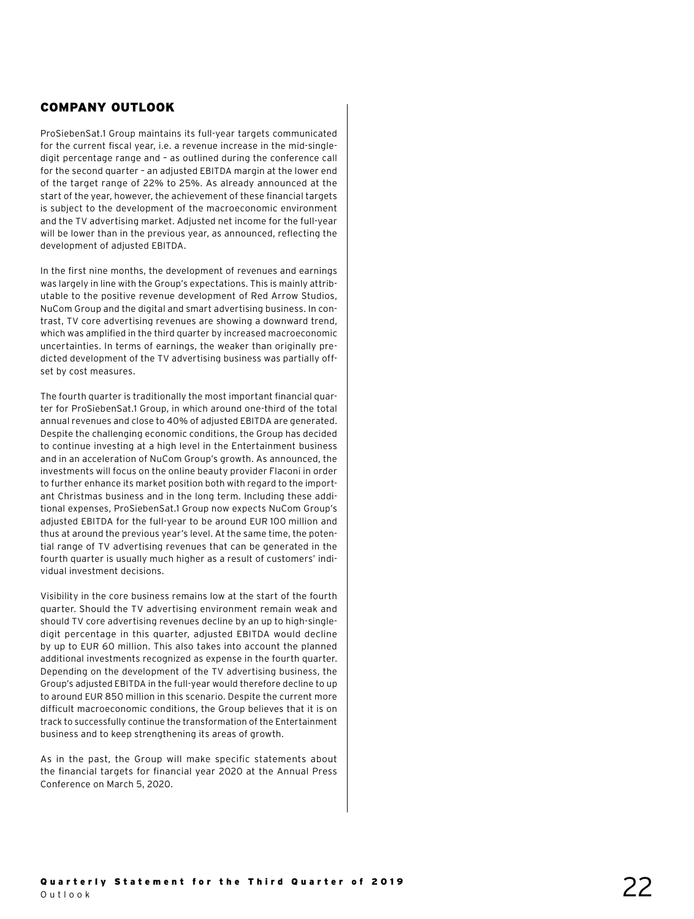## COMPANY OUTLOOK

ProSiebenSat.1 Group maintains its full-year targets communicated for the current fiscal year, i.e. a revenue increase in the mid-single-digit percentage range and – as outlined during the conference call for the second quarter – an adjusted EBITDA margin at the lower end of the target range of 22% to 25%. As already announced at the start of the year, however, the achievement of these financial targets is subject to the development of the macroeconomic environment and the TV advertising market. Adjusted net income for the full-year will be lower than in the previous year, as announced, reflecting the development of adjusted EBITDA.

In the first nine months, the development of revenues and earnings was largely in line with the Group's expectations. This is mainly attributable to the positive revenue development of Red Arrow Studios, NuCom Group and the digital and smart advertising business. In contrast, TV core advertising revenues are showing a downward trend, which was amplified in the third quarter by increased macroeconomic uncertainties. In terms of earnings, the weaker than originally predicted development of the TV advertising business was partially offset by cost measures.

The fourth quarter is traditionally the most important financial quarter for ProSiebenSat.1 Group, in which around one-third of the total annual revenues and close to 40% of adjusted EBITDA are generated. Despite the challenging economic conditions, the Group has decided to continue investing at a high level in the Entertainment business and in an acceleration of NuCom Group's growth. As announced, the investments will focus on the online beauty provider Flaconi in order to further enhance its market position both with regard to the important Christmas business and in the long term. Including these additional expenses, ProSiebenSat.1 Group now expects NuCom Group's adjusted EBITDA for the full-year to be around EUR 100 million and thus at around the previous year's level. At the same time, the potential range of TV advertising revenues that can be generated in the fourth quarter is usually much higher as a result of customers' individual investment decisions.

Visibility in the core business remains low at the start of the fourth quarter. Should the TV advertising environment remain weak and should TV core advertising revenues decline by an up to high-single-digit percentage in this quarter, adjusted EBITDA would decline by up to EUR 60 million. This also takes into account the planned additional investments recognized as expense in the fourth quarter. Depending on the development of the TV advertising business, the Group's adjusted EBITDA in the full-year would therefore decline to up to around EUR 850 million in this scenario. Despite the current more difficult macroeconomic conditions, the Group believes that it is on track to successfully continue the transformation of the Entertainment business and to keep strengthening its areas of growth.

As in the past, the Group will make specific statements about the financial targets for financial year 2020 at the Annual Press Conference on March 5, 2020.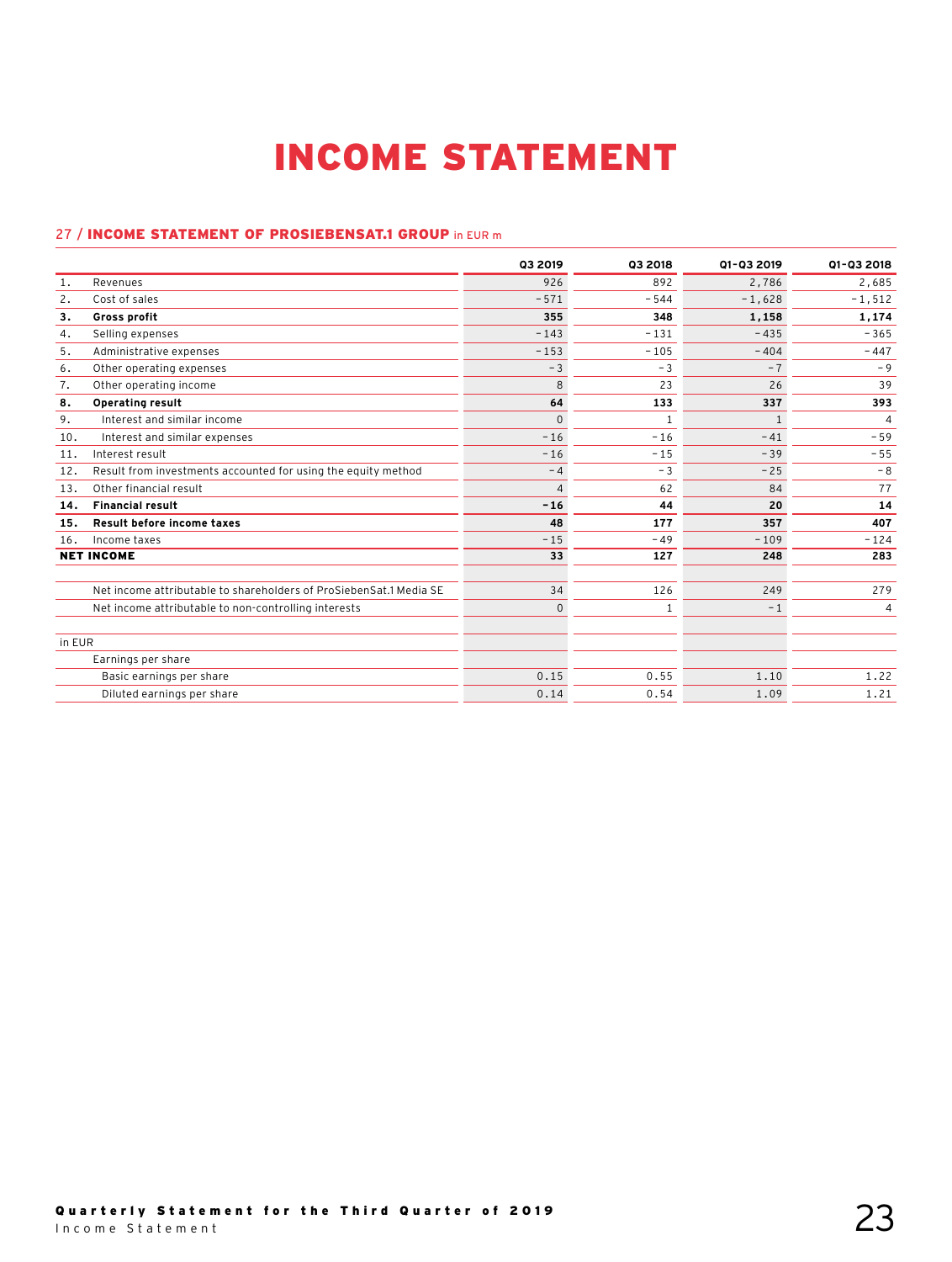# INCOME STATEMENT

27 / **INCOME STATEMENT OF PROSIEBENSAT.1 GROUP** in EUR m

| | | Q3 2019 | Q3 2018 | Q1-Q3 2019 | Q1-Q3 2018 |
|---|---|---|---|---|---|
| 1. | Revenues | 926 | 892 | 2,786 | 2,685 |
| 2. | Cost of sales | -571 | -544 | -1,628 | -1,512 |
| **3.** | **Gross profit** | **355** | **348** | **1,158** | **1,174** |
| 4. | Selling expenses | -143 | -131 | -435 | -365 |
| 5. | Administrative expenses | -153 | -105 | -404 | -447 |
| 6. | Other operating expenses | -3 | -3 | -7 | -9 |
| 7. | Other operating income | 8 | 23 | 26 | 39 |
| **8.** | **Operating result** | **64** | **133** | **337** | **393** |
| 9. | Interest and similar income | 0 | 1 | 1 | 4 |
| 10. | Interest and similar expenses | -16 | -16 | -41 | -59 |
| 11. | Interest result | -16 | -15 | -39 | -55 |
| 12. | Result from investments accounted for using the equity method | -4 | -3 | -25 | -8 |
| 13. | Other financial result | 4 | 62 | 84 | 77 |
| **14.** | **Financial result** | **-16** | **44** | **20** | **14** |
| **15.** | **Result before income taxes** | **48** | **177** | **357** | **407** |
| 16. | Income taxes | -15 | -49 | -109 | -124 |
| **NET INCOME** | | **33** | **127** | **248** | **283** |
| | | | | | |
| | Net income attributable to shareholders of ProSiebenSat.1 Media SE | 34 | 126 | 249 | 279 |
| | Net income attributable to non-controlling interests | 0 | 1 | -1 | 4 |
| | | | | | |
| in EUR | | | | | |
| | Earnings per share | | | | |
| | Basic earnings per share | 0.15 | 0.55 | 1.10 | 1.22 |
| | Diluted earnings per share | 0.14 | 0.54 | 1.09 | 1.21 |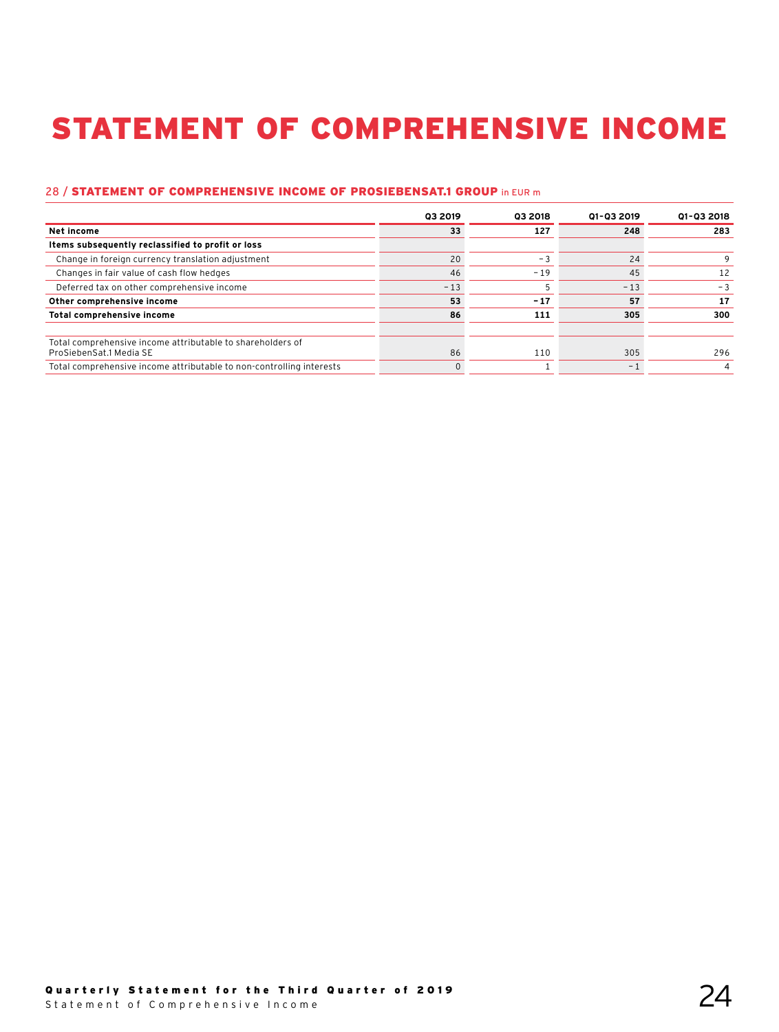# STATEMENT OF COMPREHENSIVE INCOME

28 / **STATEMENT OF COMPREHENSIVE INCOME OF PROSIEBENSAT.1 GROUP** in EUR m

| | Q3 2019 | Q3 2018 | Q1–Q3 2019 | Q1–Q3 2018 |
|---|---|---|---|---|
| **Net income** | **33** | **127** | **248** | **283** |
| **Items subsequently reclassified to profit or loss** | | | | |
| Change in foreign currency translation adjustment | 20 | −3 | 24 | 9 |
| Changes in fair value of cash flow hedges | 46 | −19 | 45 | 12 |
| Deferred tax on other comprehensive income | −13 | 5 | −13 | −3 |
| **Other comprehensive income** | **53** | **−17** | **57** | **17** |
| **Total comprehensive income** | **86** | **111** | **305** | **300** |
| | | | | |
| Total comprehensive income attributable to shareholders of ProSiebenSat.1 Media SE | 86 | 110 | 305 | 296 |
| Total comprehensive income attributable to non-controlling interests | 0 | 1 | −1 | 4 |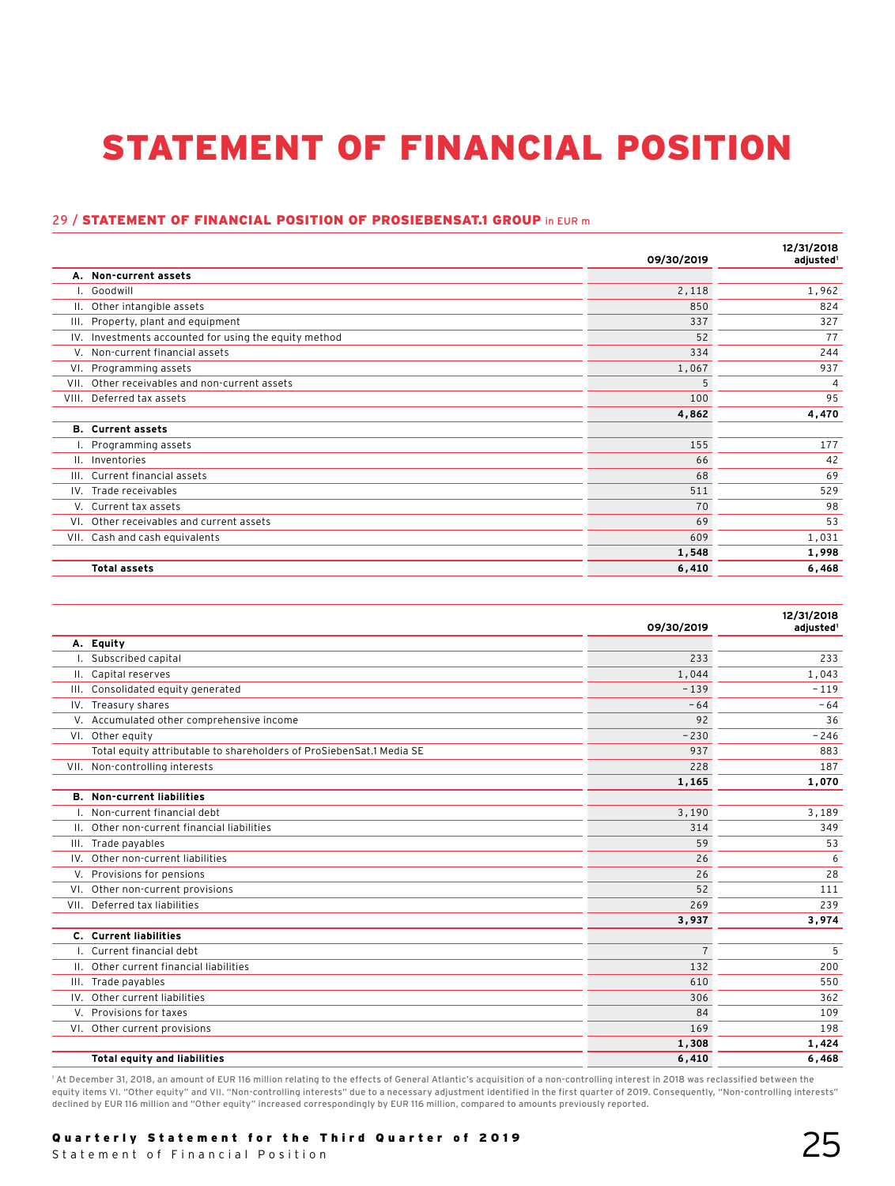# STATEMENT OF FINANCIAL POSITION

29 / **STATEMENT OF FINANCIAL POSITION OF PROSIEBENSAT.1 GROUP** in EUR m

| | | 09/30/2019 | 12/31/2018 adjusted[1] |
|---|---|---|---|
| **A.** | **Non-current assets** | | |
| I. | Goodwill | 2,118 | 1,962 |
| II. | Other intangible assets | 850 | 824 |
| III. | Property, plant and equipment | 337 | 327 |
| IV. | Investments accounted for using the equity method | 52 | 77 |
| V. | Non-current financial assets | 334 | 244 |
| VI. | Programming assets | 1,067 | 937 |
| VII. | Other receivables and non-current assets | 5 | 4 |
| VIII. | Deferred tax assets | 100 | 95 |
| | | **4,862** | **4,470** |
| **B.** | **Current assets** | | |
| I. | Programming assets | 155 | 177 |
| II. | Inventories | 66 | 42 |
| III. | Current financial assets | 68 | 69 |
| IV. | Trade receivables | 511 | 529 |
| V. | Current tax assets | 70 | 98 |
| VI. | Other receivables and current assets | 69 | 53 |
| VII. | Cash and cash equivalents | 609 | 1,031 |
| | | **1,548** | **1,998** |
| | **Total assets** | **6,410** | **6,468** |

| | | 09/30/2019 | 12/31/2018 adjusted[1] |
|---|---|---|---|
| **A.** | **Equity** | | |
| I. | Subscribed capital | 233 | 233 |
| II. | Capital reserves | 1,044 | 1,043 |
| III. | Consolidated equity generated | −139 | −119 |
| IV. | Treasury shares | −64 | −64 |
| V. | Accumulated other comprehensive income | 92 | 36 |
| VI. | Other equity | −230 | −246 |
| | Total equity attributable to shareholders of ProSiebenSat.1 Media SE | 937 | 883 |
| VII. | Non-controlling interests | 228 | 187 |
| | | **1,165** | **1,070** |
| **B.** | **Non-current liabilities** | | |
| I. | Non-current financial debt | 3,190 | 3,189 |
| II. | Other non-current financial liabilities | 314 | 349 |
| III. | Trade payables | 59 | 53 |
| IV. | Other non-current liabilities | 26 | 6 |
| V. | Provisions for pensions | 26 | 28 |
| VI. | Other non-current provisions | 52 | 111 |
| VII. | Deferred tax liabilities | 269 | 239 |
| | | **3,937** | **3,974** |
| **C.** | **Current liabilities** | | |
| I. | Current financial debt | 7 | 5 |
| II. | Other current financial liabilities | 132 | 200 |
| III. | Trade payables | 610 | 550 |
| IV. | Other current liabilities | 306 | 362 |
| V. | Provisions for taxes | 84 | 109 |
| VI. | Other current provisions | 169 | 198 |
| | | **1,308** | **1,424** |
| | **Total equity and liabilities** | **6,410** | **6,468** |

[1] At December 31, 2018, an amount of EUR 116 million relating to the effects of General Atlantic's acquisition of a non-controlling interest in 2018 was reclassified between the equity items VI. "Other equity" and VII. "Non-controlling interests" due to a necessary adjustment identified in the first quarter of 2019. Consequently, "Non-controlling interests" declined by EUR 116 million and "Other equity" increased correspondingly by EUR 116 million, compared to amounts previously reported.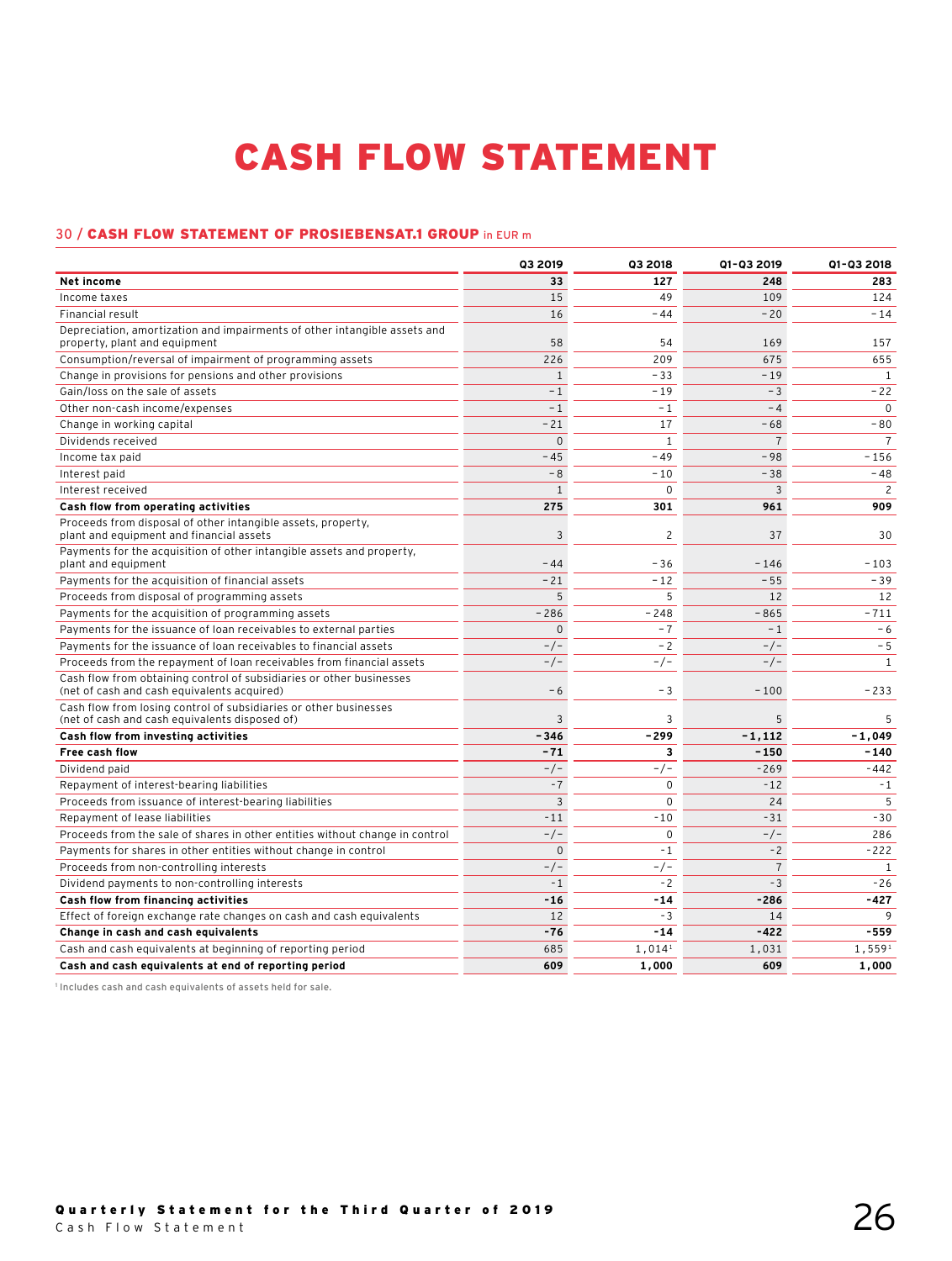# CASH FLOW STATEMENT

## 30 / CASH FLOW STATEMENT OF PROSIEBENSAT.1 GROUP in EUR m

| | Q3 2019 | Q3 2018 | Q1–Q3 2019 | Q1–Q3 2018 |
|---|---|---|---|---|
| **Net income** | **33** | **127** | **248** | **283** |
| Income taxes | 15 | 49 | 109 | 124 |
| Financial result | 16 | -44 | -20 | -14 |
| Depreciation, amortization and impairments of other intangible assets and property, plant and equipment | 58 | 54 | 169 | 157 |
| Consumption/reversal of impairment of programming assets | 226 | 209 | 675 | 655 |
| Change in provisions for pensions and other provisions | 1 | -33 | -19 | 1 |
| Gain/loss on the sale of assets | -1 | -19 | -3 | -22 |
| Other non-cash income/expenses | -1 | -1 | -4 | 0 |
| Change in working capital | -21 | 17 | -68 | -80 |
| Dividends received | 0 | 1 | 7 | 7 |
| Income tax paid | -45 | -49 | -98 | -156 |
| Interest paid | -8 | -10 | -38 | -48 |
| Interest received | 1 | 0 | 3 | 2 |
| **Cash flow from operating activities** | **275** | **301** | **961** | **909** |
| Proceeds from disposal of other intangible assets, property, plant and equipment and financial assets | 3 | 2 | 37 | 30 |
| Payments for the acquisition of other intangible assets and property, plant and equipment | -44 | -36 | -146 | -103 |
| Payments for the acquisition of financial assets | -21 | -12 | -55 | -39 |
| Proceeds from disposal of programming assets | 5 | 5 | 12 | 12 |
| Payments for the acquisition of programming assets | -286 | -248 | -865 | -711 |
| Payments for the issuance of loan receivables to external parties | 0 | -7 | -1 | -6 |
| Payments for the issuance of loan receivables to financial assets | -/- | -2 | -/- | -5 |
| Proceeds from the repayment of loan receivables from financial assets | -/- | -/- | -/- | 1 |
| Cash flow from obtaining control of subsidiaries or other businesses (net of cash and cash equivalents acquired) | -6 | -3 | -100 | -233 |
| Cash flow from losing control of subsidiaries or other businesses (net of cash and cash equivalents disposed of) | 3 | 3 | 5 | 5 |
| **Cash flow from investing activities** | **-346** | **-299** | **-1,112** | **-1,049** |
| **Free cash flow** | **-71** | **3** | **-150** | **-140** |
| Dividend paid | -/- | -/- | -269 | -442 |
| Repayment of interest-bearing liabilities | -7 | 0 | -12 | -1 |
| Proceeds from issuance of interest-bearing liabilities | 3 | 0 | 24 | 5 |
| Repayment of lease liabilities | -11 | -10 | -31 | -30 |
| Proceeds from the sale of shares in other entities without change in control | -/- | 0 | -/- | 286 |
| Payments for shares in other entities without change in control | 0 | -1 | -2 | -222 |
| Proceeds from non-controlling interests | -/- | -/- | 7 | 1 |
| Dividend payments to non-controlling interests | -1 | -2 | -3 | -26 |
| **Cash flow from financing activities** | **-16** | **-14** | **-286** | **-427** |
| Effect of foreign exchange rate changes on cash and cash equivalents | 12 | -3 | 14 | 9 |
| **Change in cash and cash equivalents** | **-76** | **-14** | **-422** | **-559** |
| Cash and cash equivalents at beginning of reporting period | 685 | 1,014[1] | 1,031 | 1,559[1] |
| **Cash and cash equivalents at end of reporting period** | **609** | **1,000** | **609** | **1,000** |

[1] Includes cash and cash equivalents of assets held for sale.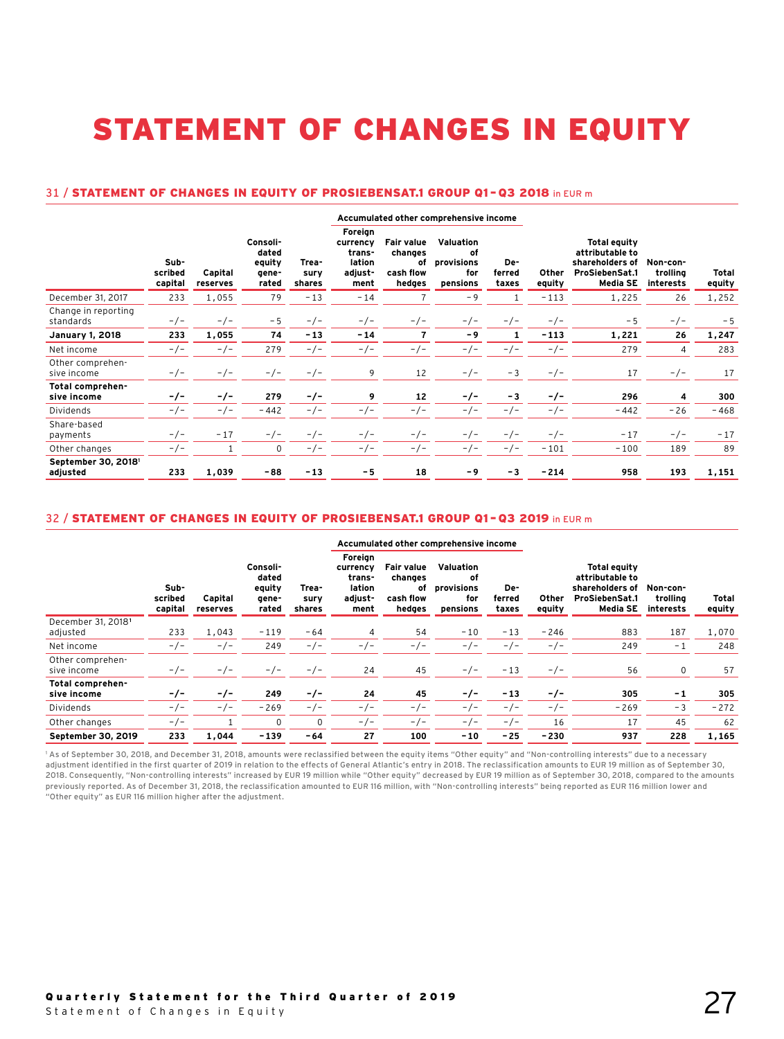# STATEMENT OF CHANGES IN EQUITY

## 31 / STATEMENT OF CHANGES IN EQUITY OF PROSIEBENSAT.1 GROUP Q1–Q3 2018 in EUR m

| | | | | | Accumulated other comprehensive income | | | | | | | |
|---|---|---|---|---|---|---|---|---|---|---|---|---|
| | Subscribed capital | Capital reserves | Consolidated equity generated | Treasury shares | Foreign currency translation adjustment | Fair value changes of cash flow hedges | Valuation of provisions for pensions | Deferred taxes | Other equity | Total equity attributable to shareholders of ProSiebenSat.1 Media SE | Non-controlling interests | Total equity |
| December 31, 2017 | 233 | 1,055 | 79 | -13 | -14 | 7 | -9 | 1 | -113 | 1,225 | 26 | 1,252 |
| Change in reporting standards | -/- | -/- | -5 | -/- | -/- | -/- | -/- | -/- | -/- | -5 | -/- | -5 |
| **January 1, 2018** | **233** | **1,055** | **74** | **-13** | **-14** | **7** | **-9** | **1** | **-113** | **1,221** | **26** | **1,247** |
| Net income | -/- | -/- | 279 | -/- | -/- | -/- | -/- | -/- | -/- | 279 | 4 | 283 |
| Other comprehensive income | -/- | -/- | -/- | -/- | 9 | 12 | -/- | -3 | -/- | 17 | -/- | 17 |
| **Total comprehensive income** | **-/-** | **-/-** | **279** | **-/-** | **9** | **12** | **-/-** | **-3** | **-/-** | **296** | **4** | **300** |
| Dividends | -/- | -/- | -442 | -/- | -/- | -/- | -/- | -/- | -/- | -442 | -26 | -468 |
| Share-based payments | -/- | -17 | -/- | -/- | -/- | -/- | -/- | -/- | -/- | -17 | -/- | -17 |
| Other changes | -/- | 1 | 0 | -/- | -/- | -/- | -/- | -/- | -101 | -100 | 189 | 89 |
| **September 30, 2018[1] adjusted** | **233** | **1,039** | **-88** | **-13** | **-5** | **18** | **-9** | **-3** | **-214** | **958** | **193** | **1,151** |

## 32 / STATEMENT OF CHANGES IN EQUITY OF PROSIEBENSAT.1 GROUP Q1–Q3 2019 in EUR m

| | | | | | Accumulated other comprehensive income | | | | | | | |
|---|---|---|---|---|---|---|---|---|---|---|---|---|
| | Subscribed capital | Capital reserves | Consolidated equity generated | Treasury shares | Foreign currency translation adjustment | Fair value changes of cash flow hedges | Valuation of provisions for pensions | Deferred taxes | Other equity | Total equity attributable to shareholders of ProSiebenSat.1 Media SE | Non-controlling interests | Total equity |
| December 31, 2018[1] adjusted | 233 | 1,043 | -119 | -64 | 4 | 54 | -10 | -13 | -246 | 883 | 187 | 1,070 |
| Net income | -/- | -/- | 249 | -/- | -/- | -/- | -/- | -/- | -/- | 249 | -1 | 248 |
| Other comprehensive income | -/- | -/- | -/- | -/- | 24 | 45 | -/- | -13 | -/- | 56 | 0 | 57 |
| **Total comprehensive income** | **-/-** | **-/-** | **249** | **-/-** | **24** | **45** | **-/-** | **-13** | **-/-** | **305** | **-1** | **305** |
| Dividends | -/- | -/- | -269 | -/- | -/- | -/- | -/- | -/- | -/- | -269 | -3 | -272 |
| Other changes | -/- | 1 | 0 | 0 | -/- | -/- | -/- | -/- | 16 | 17 | 45 | 62 |
| **September 30, 2019** | **233** | **1,044** | **-139** | **-64** | **27** | **100** | **-10** | **-25** | **-230** | **937** | **228** | **1,165** |

[1] As of September 30, 2018, and December 31, 2018, amounts were reclassified between the equity items "Other equity" and "Non-controlling interests" due to a necessary adjustment identified in the first quarter of 2019 in relation to the effects of General Atlantic's entry in 2018. The reclassification amounts to EUR 19 million as of September 30, 2018. Consequently, "Non-controlling interests" increased by EUR 19 million while "Other equity" decreased by EUR 19 million as of September 30, 2018, compared to the amounts previously reported. As of December 31, 2018, the reclassification amounted to EUR 116 million, with "Non-controlling interests" being reported as EUR 116 million lower and "Other equity" as EUR 116 million higher after the adjustment.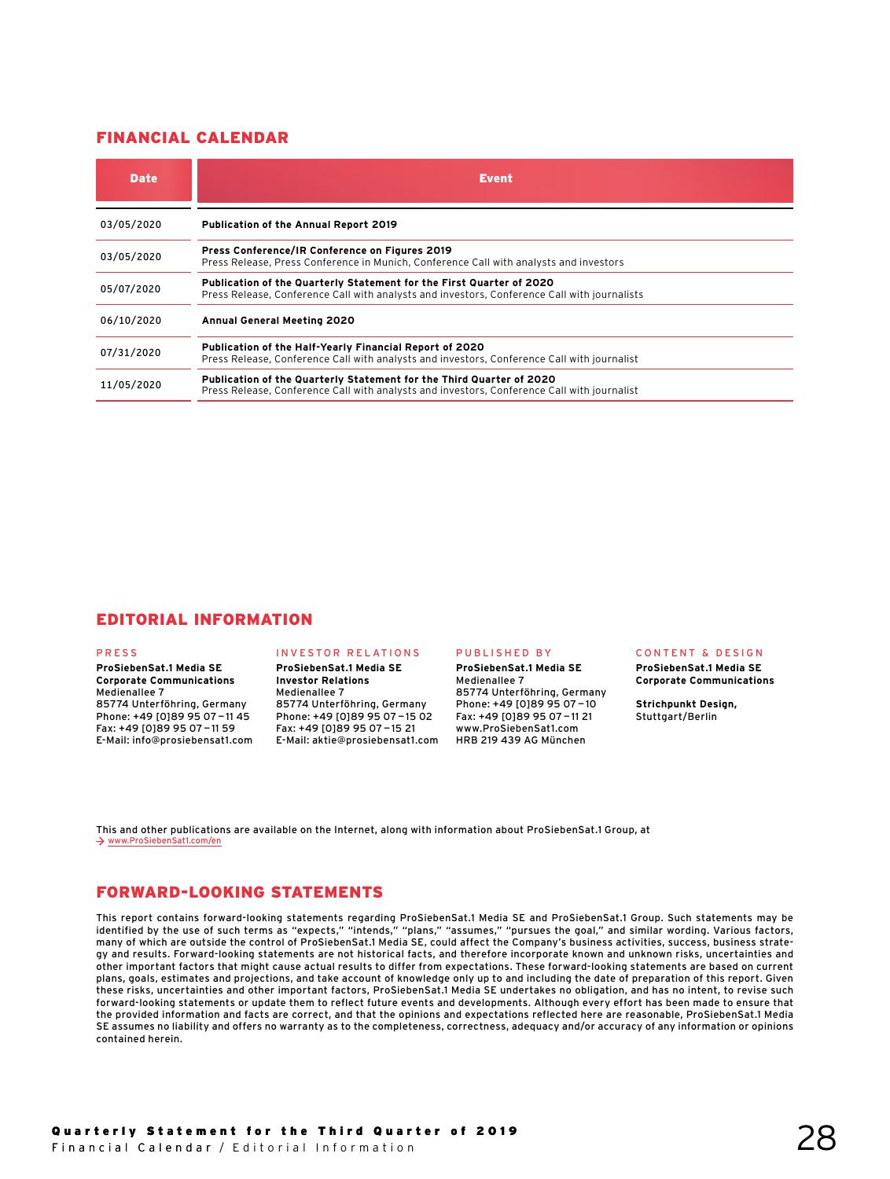## FINANCIAL CALENDAR

| Date | Event |
|---|---|
| 03/05/2020 | **Publication of the Annual Report 2019** |
| 03/05/2020 | **Press Conference/IR Conference on Figures 2019**<br>Press Release, Press Conference in Munich, Conference Call with analysts and investors |
| 05/07/2020 | **Publication of the Quarterly Statement for the First Quarter of 2020**<br>Press Release, Conference Call with analysts and investors, Conference Call with journalists |
| 06/10/2020 | **Annual General Meeting 2020** |
| 07/31/2020 | **Publication of the Half-Yearly Financial Report of 2020**<br>Press Release, Conference Call with analysts and investors, Conference Call with journalist |
| 11/05/2020 | **Publication of the Quarterly Statement for the Third Quarter of 2020**<br>Press Release, Conference Call with analysts and investors, Conference Call with journalist |

## EDITORIAL INFORMATION

### PRESS

**ProSiebenSat.1 Media SE**
**Corporate Communications**
Medienallee 7
85774 Unterföhring, Germany
Phone: +49 [0]89 95 07 – 11 45
Fax: +49 [0]89 95 07 – 11 59
E-Mail: info@prosiebensat1.com

### INVESTOR RELATIONS

**ProSiebenSat.1 Media SE**
**Investor Relations**
Medienallee 7
85774 Unterföhring, Germany
Phone: +49 [0]89 95 07 – 15 02
Fax: +49 [0]89 95 07 – 15 21
E-Mail: aktie@prosiebensat1.com

### PUBLISHED BY

**ProSiebenSat.1 Media SE**
Medienallee 7
85774 Unterföhring, Germany
Phone: +49 [0]89 95 07 – 10
Fax: +49 [0]89 95 07 – 11 21
www.ProSiebenSat1.com
HRB 219 439 AG München

### CONTENT & DESIGN

**ProSiebenSat.1 Media SE**
**Corporate Communications**

**Strichpunkt Design,**
Stuttgart/Berlin

This and other publications are available on the Internet, along with information about ProSiebenSat.1 Group, at
→ www.ProSiebenSat1.com/en

## FORWARD-LOOKING STATEMENTS

This report contains forward-looking statements regarding ProSiebenSat.1 Media SE and ProSiebenSat.1 Group. Such statements may be identified by the use of such terms as "expects," "intends," "plans," "assumes," "pursues the goal," and similar wording. Various factors, many of which are outside the control of ProSiebenSat.1 Media SE, could affect the Company's business activities, success, business strategy and results. Forward-looking statements are not historical facts, and therefore incorporate known and unknown risks, uncertainties and other important factors that might cause actual results to differ from expectations. These forward-looking statements are based on current plans, goals, estimates and projections, and take account of knowledge only up to and including the date of preparation of this report. Given these risks, uncertainties and other important factors, ProSiebenSat.1 Media SE undertakes no obligation, and has no intent, to revise such forward-looking statements or update them to reflect future events and developments. Although every effort has been made to ensure that the provided information and facts are correct, and that the opinions and expectations reflected here are reasonable, ProSiebenSat.1 Media SE assumes no liability and offers no warranty as to the completeness, correctness, adequacy and/or accuracy of any information or opinions contained herein.